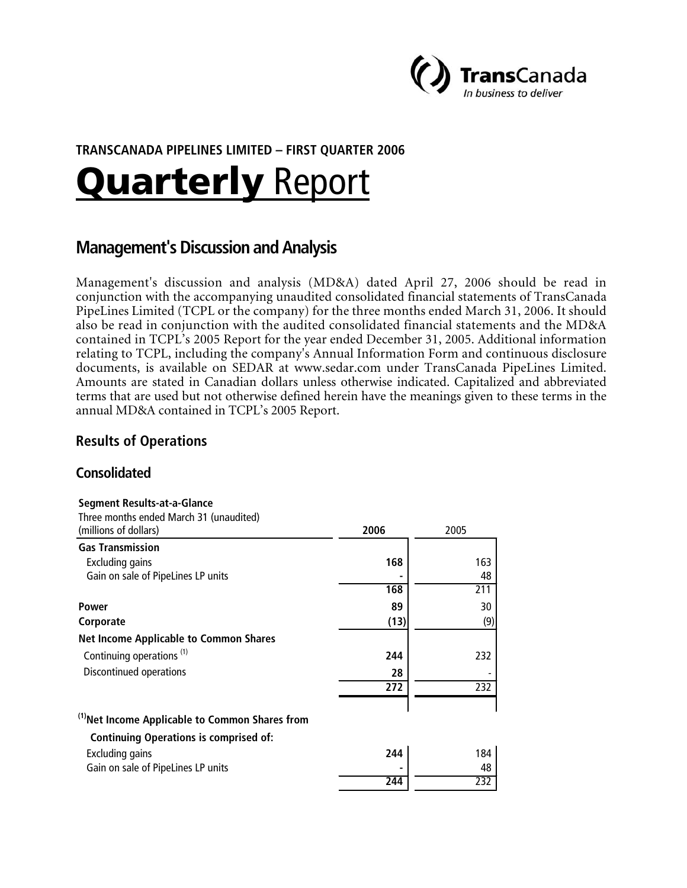**TRANSCANADA PIPELINES LIMITED – FIRST QUARTER 2006**

# Quarterly Report

## Management's Discussion and Analysis

Management's discussion and analysis (MD&A) dated April 27, 2006 should be read in conjunction with the accompanying unaudited consolidated financial statements of TransCanada PipeLines Limited (TCPL or the company) for the three months ended March 31, 2006. It should also be read in conjunction with the audited consolidated financial statements and the MD&A contained in TCPL's 2005 Report for the year ended December 31, 2005. Additional information relating to TCPL, including the company's Annual Information Form and continuous disclosure documents, is available on SEDAR at www.sedar.com under TransCanada PipeLines Limited. Amounts are stated in Canadian dollars unless otherwise indicated. Capitalized and abbreviated terms that are used but not otherwise defined herein have the meanings given to these terms in the annual MD&A contained in TCPL's 2005 Report.

### Results of Operations

### Consolidated

| Segment Results-at-a-Glance<br>Three months ended March 31 (unaudited)<br>(millions of dollars) | 2006 | 2005 |
|---|---|---|
| **Gas Transmission** | | |
| Excluding gains | 168 | 163 |
| Gain on sale of PipeLines LP units | - | 48 |
| | 168 | 211 |
| **Power** | 89 | 30 |
| **Corporate** | (13) | (9) |
| **Net Income Applicable to Common Shares** | | |
| Continuing operations [1] | 244 | 232 |
| Discontinued operations | 28 | - |
| | 272 | 232 |
| | | |
| [1] **Net Income Applicable to Common Shares from Continuing Operations is comprised of:** | | |
| Excluding gains | 244 | 184 |
| Gain on sale of PipeLines LP units | - | 48 |
| | 244 | 232 |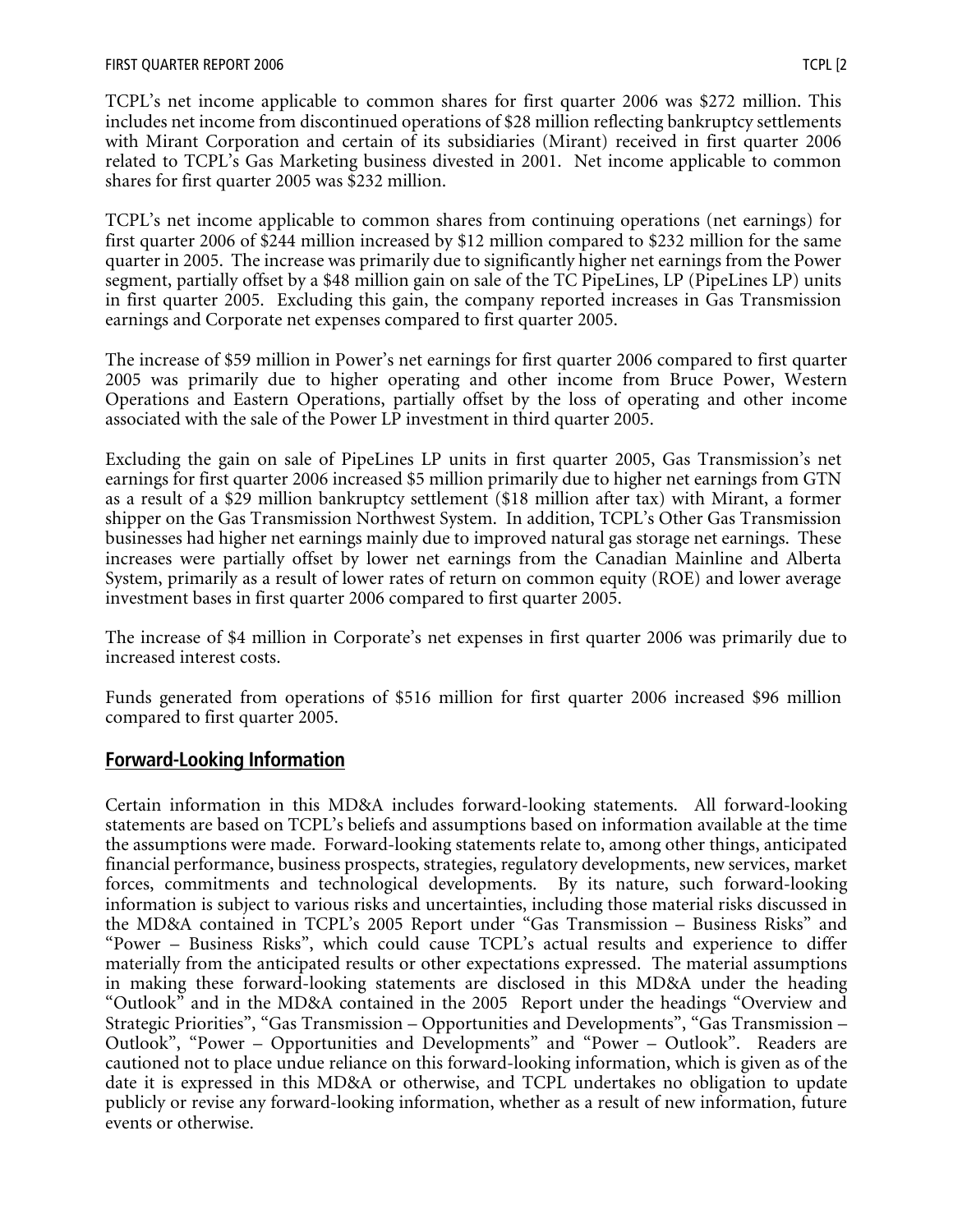TCPL's net income applicable to common shares for first quarter 2006 was $272 million. This includes net income from discontinued operations of $28 million reflecting bankruptcy settlements with Mirant Corporation and certain of its subsidiaries (Mirant) received in first quarter 2006 related to TCPL's Gas Marketing business divested in 2001. Net income applicable to common shares for first quarter 2005 was $232 million.

TCPL's net income applicable to common shares from continuing operations (net earnings) for first quarter 2006 of $244 million increased by $12 million compared to $232 million for the same quarter in 2005. The increase was primarily due to significantly higher net earnings from the Power segment, partially offset by a $48 million gain on sale of the TC PipeLines, LP (PipeLines LP) units in first quarter 2005. Excluding this gain, the company reported increases in Gas Transmission earnings and Corporate net expenses compared to first quarter 2005.

The increase of $59 million in Power's net earnings for first quarter 2006 compared to first quarter 2005 was primarily due to higher operating and other income from Bruce Power, Western Operations and Eastern Operations, partially offset by the loss of operating and other income associated with the sale of the Power LP investment in third quarter 2005.

Excluding the gain on sale of PipeLines LP units in first quarter 2005, Gas Transmission's net earnings for first quarter 2006 increased $5 million primarily due to higher net earnings from GTN as a result of a $29 million bankruptcy settlement ($18 million after tax) with Mirant, a former shipper on the Gas Transmission Northwest System. In addition, TCPL's Other Gas Transmission businesses had higher net earnings mainly due to improved natural gas storage net earnings. These increases were partially offset by lower net earnings from the Canadian Mainline and Alberta System, primarily as a result of lower rates of return on common equity (ROE) and lower average investment bases in first quarter 2006 compared to first quarter 2005.

The increase of $4 million in Corporate's net expenses in first quarter 2006 was primarily due to increased interest costs.

Funds generated from operations of $516 million for first quarter 2006 increased $96 million compared to first quarter 2005.

## Forward-Looking Information

Certain information in this MD&A includes forward-looking statements. All forward-looking statements are based on TCPL's beliefs and assumptions based on information available at the time the assumptions were made. Forward-looking statements relate to, among other things, anticipated financial performance, business prospects, strategies, regulatory developments, new services, market forces, commitments and technological developments. By its nature, such forward-looking information is subject to various risks and uncertainties, including those material risks discussed in the MD&A contained in TCPL's 2005 Report under "Gas Transmission – Business Risks" and "Power – Business Risks", which could cause TCPL's actual results and experience to differ materially from the anticipated results or other expectations expressed. The material assumptions in making these forward-looking statements are disclosed in this MD&A under the heading "Outlook" and in the MD&A contained in the 2005 Report under the headings "Overview and Strategic Priorities", "Gas Transmission – Opportunities and Developments", "Gas Transmission – Outlook", "Power – Opportunities and Developments" and "Power – Outlook". Readers are cautioned not to place undue reliance on this forward-looking information, which is given as of the date it is expressed in this MD&A or otherwise, and TCPL undertakes no obligation to update publicly or revise any forward-looking information, whether as a result of new information, future events or otherwise.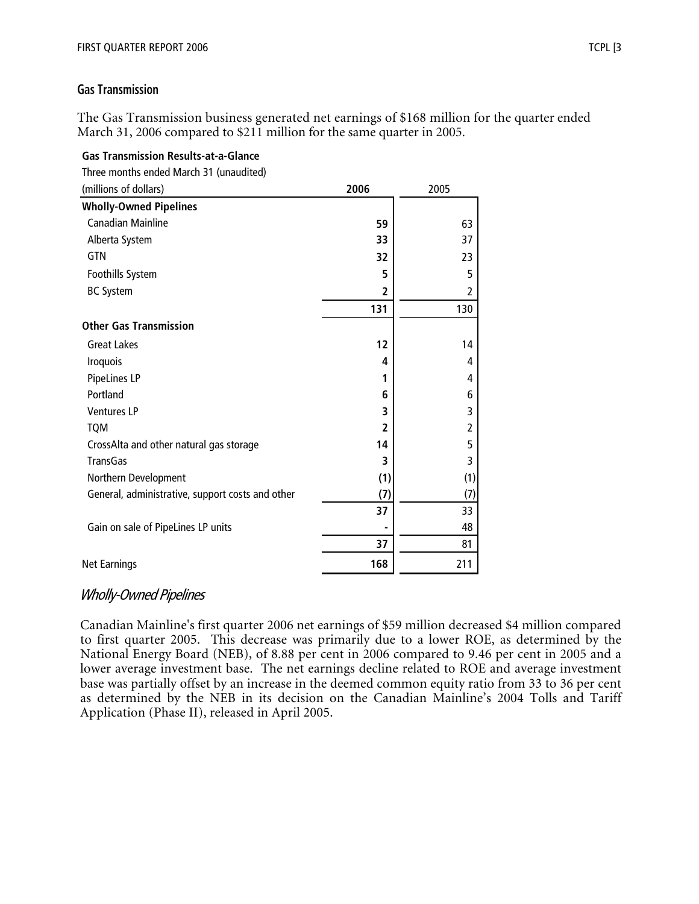## Gas Transmission

The Gas Transmission business generated net earnings of $168 million for the quarter ended March 31, 2006 compared to $211 million for the same quarter in 2005.

**Gas Transmission Results-at-a-Glance**

Three months ended March 31 (unaudited)

| (millions of dollars) | 2006 | 2005 |
|---|---|---|
| **Wholly-Owned Pipelines** | | |
| Canadian Mainline | **59** | 63 |
| Alberta System | **33** | 37 |
| GTN | **32** | 23 |
| Foothills System | **5** | 5 |
| BC System | **2** | 2 |
| | **131** | 130 |
| **Other Gas Transmission** | | |
| Great Lakes | **12** | 14 |
| Iroquois | **4** | 4 |
| PipeLines LP | **1** | 4 |
| Portland | **6** | 6 |
| Ventures LP | **3** | 3 |
| TQM | **2** | 2 |
| CrossAlta and other natural gas storage | **14** | 5 |
| TransGas | **3** | 3 |
| Northern Development | **(1)** | (1) |
| General, administrative, support costs and other | **(7)** | (7) |
| | **37** | 33 |
| Gain on sale of PipeLines LP units | **-** | 48 |
| | **37** | 81 |
| Net Earnings | **168** | 211 |

### *Wholly-Owned Pipelines*

Canadian Mainline's first quarter 2006 net earnings of $59 million decreased $4 million compared to first quarter 2005. This decrease was primarily due to a lower ROE, as determined by the National Energy Board (NEB), of 8.88 per cent in 2006 compared to 9.46 per cent in 2005 and a lower average investment base. The net earnings decline related to ROE and average investment base was partially offset by an increase in the deemed common equity ratio from 33 to 36 per cent as determined by the NEB in its decision on the Canadian Mainline's 2004 Tolls and Tariff Application (Phase II), released in April 2005.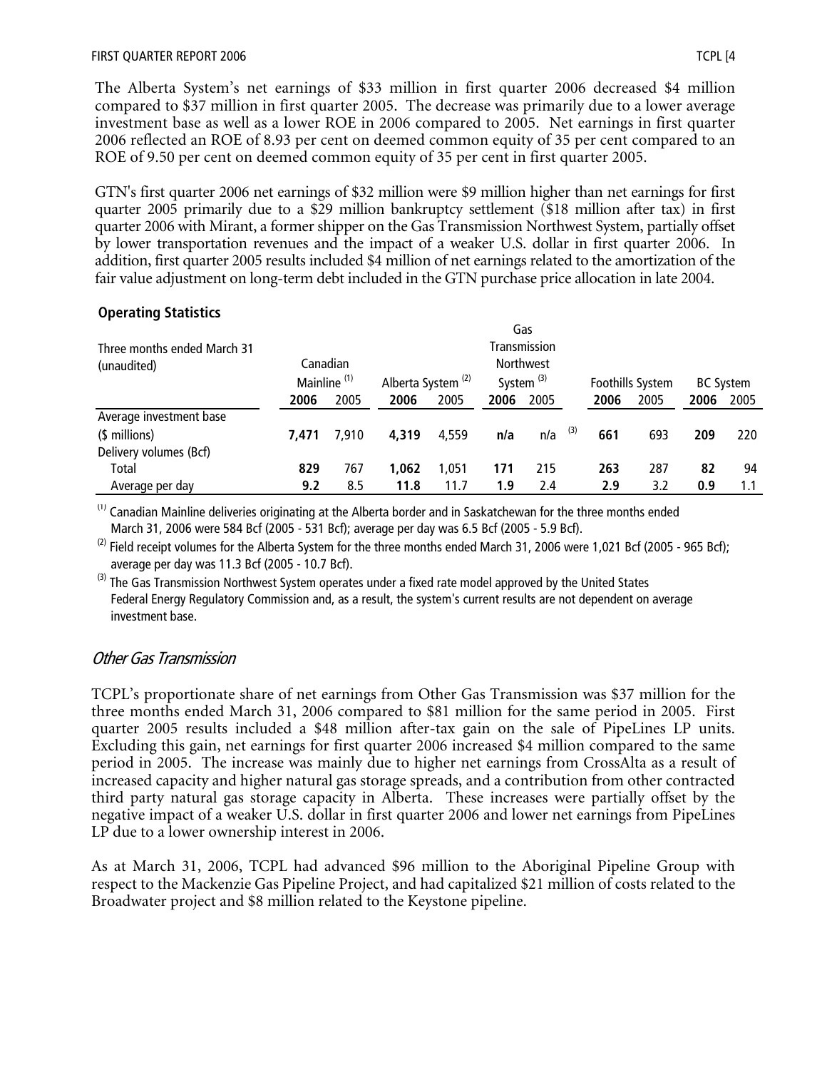The Alberta System's net earnings of $33 million in first quarter 2006 decreased $4 million compared to $37 million in first quarter 2005. The decrease was primarily due to a lower average investment base as well as a lower ROE in 2006 compared to 2005. Net earnings in first quarter 2006 reflected an ROE of 8.93 per cent on deemed common equity of 35 per cent compared to an ROE of 9.50 per cent on deemed common equity of 35 per cent in first quarter 2005.

GTN's first quarter 2006 net earnings of $32 million were $9 million higher than net earnings for first quarter 2005 primarily due to a $29 million bankruptcy settlement ($18 million after tax) in first quarter 2006 with Mirant, a former shipper on the Gas Transmission Northwest System, partially offset by lower transportation revenues and the impact of a weaker U.S. dollar in first quarter 2006. In addition, first quarter 2005 results included $4 million of net earnings related to the amortization of the fair value adjustment on long-term debt included in the GTN purchase price allocation in late 2004.

### Operating Statistics

| Three months ended March 31 (unaudited) | Canadian Mainline [1] | | Alberta System [2] | | Gas Transmission Northwest System [3] | | Foothills System | | BC System | |
|---|---|---|---|---|---|---|---|---|---|---|
| | **2006** | 2005 | **2006** | 2005 | **2006** | 2005 | **2006** | 2005 | **2006** | 2005 |
| Average investment base ($ millions) | **7,471** | 7,910 | **4,319** | 4,559 | **n/a** | n/a [3] | **661** | 693 | **209** | 220 |
| Delivery volumes (Bcf) | | | | | | | | | | |
| Total | **829** | 767 | **1,062** | 1,051 | **171** | 215 | **263** | 287 | **82** | 94 |
| Average per day | **9.2** | 8.5 | **11.8** | 11.7 | **1.9** | 2.4 | **2.9** | 3.2 | **0.9** | 1.1 |

[1] Canadian Mainline deliveries originating at the Alberta border and in Saskatchewan for the three months ended March 31, 2006 were 584 Bcf (2005 - 531 Bcf); average per day was 6.5 Bcf (2005 - 5.9 Bcf).

[2] Field receipt volumes for the Alberta System for the three months ended March 31, 2006 were 1,021 Bcf (2005 - 965 Bcf); average per day was 11.3 Bcf (2005 - 10.7 Bcf).

[3] The Gas Transmission Northwest System operates under a fixed rate model approved by the United States Federal Energy Regulatory Commission and, as a result, the system's current results are not dependent on average investment base.

## *Other Gas Transmission*

TCPL's proportionate share of net earnings from Other Gas Transmission was $37 million for the three months ended March 31, 2006 compared to $81 million for the same period in 2005. First quarter 2005 results included a $48 million after-tax gain on the sale of PipeLines LP units. Excluding this gain, net earnings for first quarter 2006 increased $4 million compared to the same period in 2005. The increase was mainly due to higher net earnings from CrossAlta as a result of increased capacity and higher natural gas storage spreads, and a contribution from other contracted third party natural gas storage capacity in Alberta. These increases were partially offset by the negative impact of a weaker U.S. dollar in first quarter 2006 and lower net earnings from PipeLines LP due to a lower ownership interest in 2006.

As at March 31, 2006, TCPL had advanced $96 million to the Aboriginal Pipeline Group with respect to the Mackenzie Gas Pipeline Project, and had capitalized $21 million of costs related to the Broadwater project and $8 million related to the Keystone pipeline.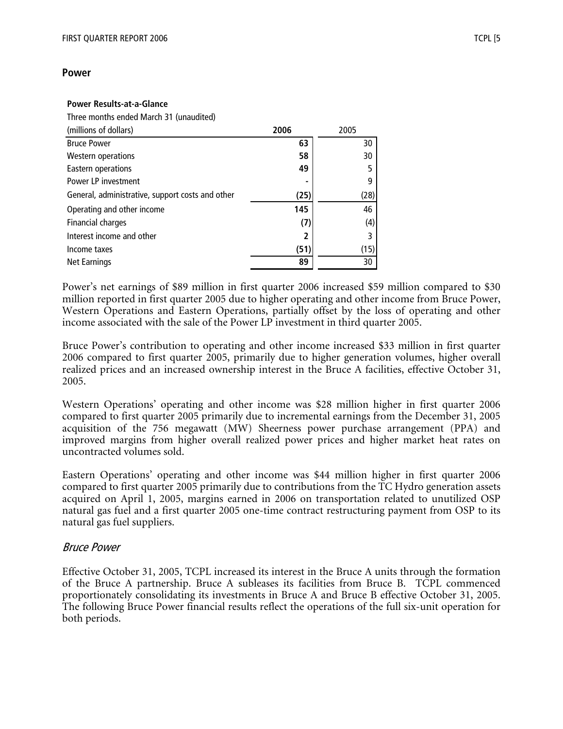## Power

**Power Results-at-a-Glance**

| Three months ended March 31 (unaudited) (millions of dollars) | **2006** | 2005 |
|---|---|---|
| Bruce Power | **63** | 30 |
| Western operations | **58** | 30 |
| Eastern operations | **49** | 5 |
| Power LP investment | **-** | 9 |
| General, administrative, support costs and other | **(25)** | (28) |
| Operating and other income | **145** | 46 |
| Financial charges | **(7)** | (4) |
| Interest income and other | **2** | 3 |
| Income taxes | **(51)** | (15) |
| Net Earnings | **89** | 30 |

Power's net earnings of $89 million in first quarter 2006 increased $59 million compared to $30 million reported in first quarter 2005 due to higher operating and other income from Bruce Power, Western Operations and Eastern Operations, partially offset by the loss of operating and other income associated with the sale of the Power LP investment in third quarter 2005.

Bruce Power's contribution to operating and other income increased $33 million in first quarter 2006 compared to first quarter 2005, primarily due to higher generation volumes, higher overall realized prices and an increased ownership interest in the Bruce A facilities, effective October 31, 2005.

Western Operations' operating and other income was $28 million higher in first quarter 2006 compared to first quarter 2005 primarily due to incremental earnings from the December 31, 2005 acquisition of the 756 megawatt (MW) Sheerness power purchase arrangement (PPA) and improved margins from higher overall realized power prices and higher market heat rates on uncontracted volumes sold.

Eastern Operations' operating and other income was $44 million higher in first quarter 2006 compared to first quarter 2005 primarily due to contributions from the TC Hydro generation assets acquired on April 1, 2005, margins earned in 2006 on transportation related to unutilized OSP natural gas fuel and a first quarter 2005 one-time contract restructuring payment from OSP to its natural gas fuel suppliers.

### *Bruce Power*

Effective October 31, 2005, TCPL increased its interest in the Bruce A units through the formation of the Bruce A partnership. Bruce A subleases its facilities from Bruce B. TCPL commenced proportionately consolidating its investments in Bruce A and Bruce B effective October 31, 2005. The following Bruce Power financial results reflect the operations of the full six-unit operation for both periods.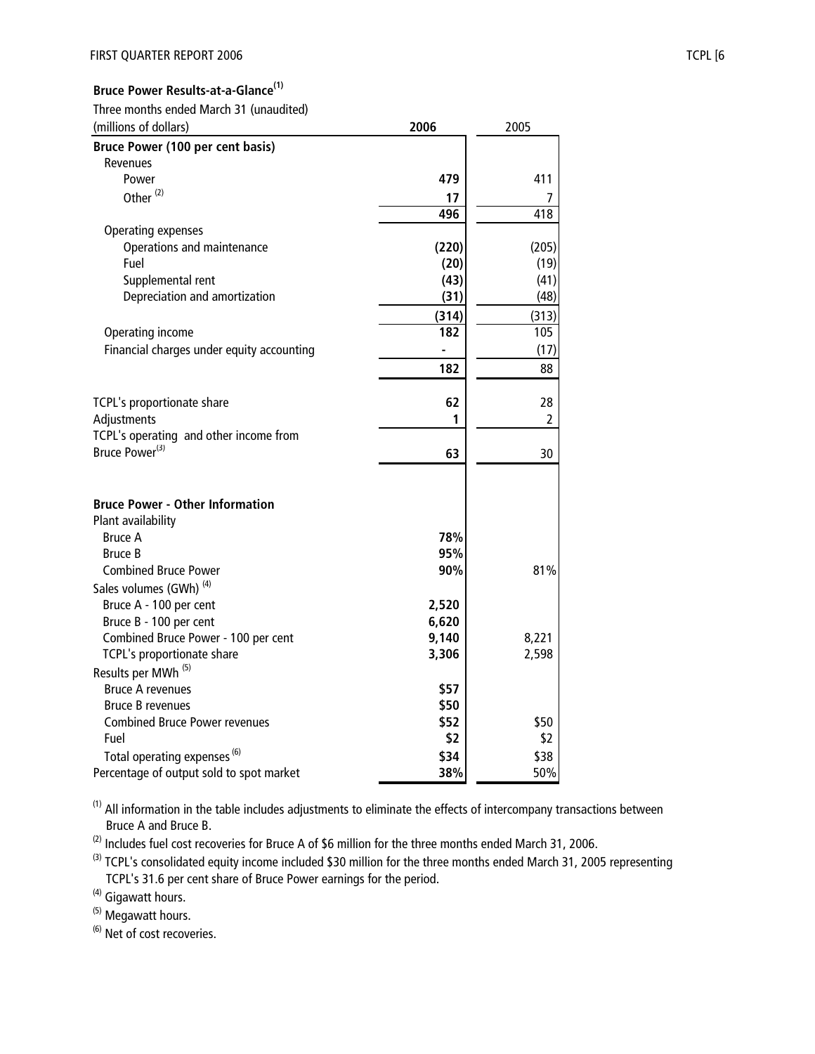**Bruce Power Results-at-a-Glance**[1]

| Three months ended March 31 (unaudited) (millions of dollars) | 2006 | 2005 |
|---|---|---|
| **Bruce Power (100 per cent basis)** | | |
| Revenues | | |
| Power | **479** | 411 |
| Other [2] | **17** | 7 |
| | **496** | 418 |
| Operating expenses | | |
| Operations and maintenance | **(220)** | (205) |
| Fuel | **(20)** | (19) |
| Supplemental rent | **(43)** | (41) |
| Depreciation and amortization | **(31)** | (48) |
| | **(314)** | (313) |
| Operating income | **182** | 105 |
| Financial charges under equity accounting | **-** | (17) |
| | **182** | 88 |
| | | |
| TCPL's proportionate share | **62** | 28 |
| Adjustments | **1** | 2 |
| TCPL's operating and other income from Bruce Power[3] | **63** | 30 |
| | | |
| **Bruce Power - Other Information** | | |
| Plant availability | | |
| Bruce A | **78%** | |
| Bruce B | **95%** | |
| Combined Bruce Power | **90%** | 81% |
| Sales volumes (GWh) [4] | | |
| Bruce A - 100 per cent | **2,520** | |
| Bruce B - 100 per cent | **6,620** | |
| Combined Bruce Power - 100 per cent | **9,140** | 8,221 |
| TCPL's proportionate share | **3,306** | 2,598 |
| Results per MWh [5] | | |
| Bruce A revenues | **$57** | |
| Bruce B revenues | **$50** | |
| Combined Bruce Power revenues | **$52** | $50 |
| Fuel | **$2** | $2 |
| Total operating expenses [6] | **$34** | $38 |
| Percentage of output sold to spot market | **38%** | 50% |

[1] All information in the table includes adjustments to eliminate the effects of intercompany transactions between Bruce A and Bruce B.

[2] Includes fuel cost recoveries for Bruce A of $6 million for the three months ended March 31, 2006.

[3] TCPL's consolidated equity income included $30 million for the three months ended March 31, 2005 representing TCPL's 31.6 per cent share of Bruce Power earnings for the period.

[4] Gigawatt hours.

[5] Megawatt hours.

[6] Net of cost recoveries.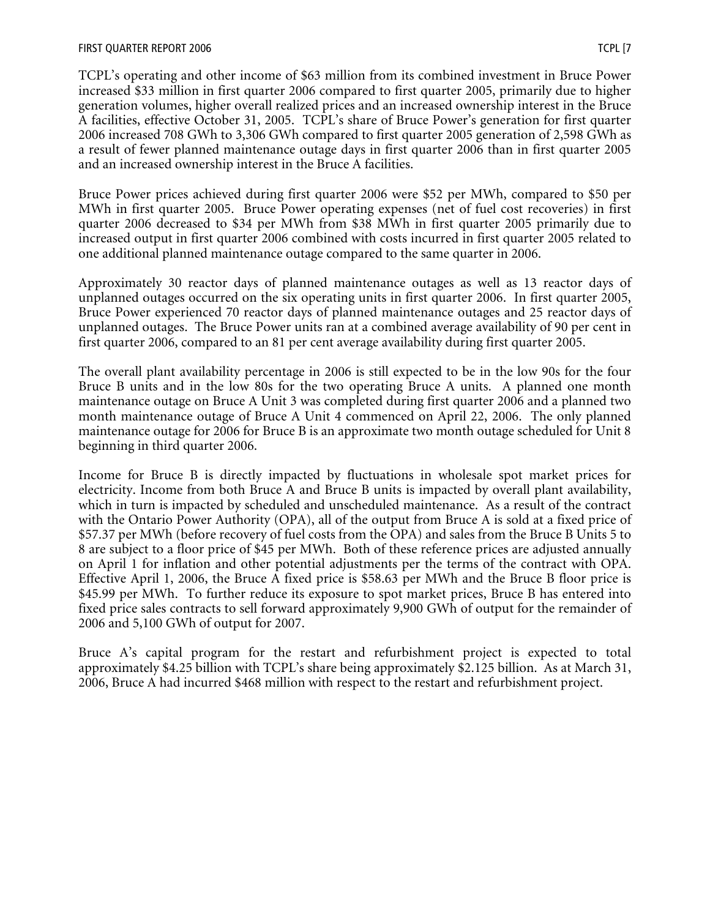TCPL's operating and other income of $63 million from its combined investment in Bruce Power increased $33 million in first quarter 2006 compared to first quarter 2005, primarily due to higher generation volumes, higher overall realized prices and an increased ownership interest in the Bruce A facilities, effective October 31, 2005. TCPL's share of Bruce Power's generation for first quarter 2006 increased 708 GWh to 3,306 GWh compared to first quarter 2005 generation of 2,598 GWh as a result of fewer planned maintenance outage days in first quarter 2006 than in first quarter 2005 and an increased ownership interest in the Bruce A facilities.

Bruce Power prices achieved during first quarter 2006 were $52 per MWh, compared to $50 per MWh in first quarter 2005. Bruce Power operating expenses (net of fuel cost recoveries) in first quarter 2006 decreased to $34 per MWh from $38 MWh in first quarter 2005 primarily due to increased output in first quarter 2006 combined with costs incurred in first quarter 2005 related to one additional planned maintenance outage compared to the same quarter in 2006.

Approximately 30 reactor days of planned maintenance outages as well as 13 reactor days of unplanned outages occurred on the six operating units in first quarter 2006. In first quarter 2005, Bruce Power experienced 70 reactor days of planned maintenance outages and 25 reactor days of unplanned outages. The Bruce Power units ran at a combined average availability of 90 per cent in first quarter 2006, compared to an 81 per cent average availability during first quarter 2005.

The overall plant availability percentage in 2006 is still expected to be in the low 90s for the four Bruce B units and in the low 80s for the two operating Bruce A units. A planned one month maintenance outage on Bruce A Unit 3 was completed during first quarter 2006 and a planned two month maintenance outage of Bruce A Unit 4 commenced on April 22, 2006. The only planned maintenance outage for 2006 for Bruce B is an approximate two month outage scheduled for Unit 8 beginning in third quarter 2006.

Income for Bruce B is directly impacted by fluctuations in wholesale spot market prices for electricity. Income from both Bruce A and Bruce B units is impacted by overall plant availability, which in turn is impacted by scheduled and unscheduled maintenance. As a result of the contract with the Ontario Power Authority (OPA), all of the output from Bruce A is sold at a fixed price of $57.37 per MWh (before recovery of fuel costs from the OPA) and sales from the Bruce B Units 5 to 8 are subject to a floor price of $45 per MWh. Both of these reference prices are adjusted annually on April 1 for inflation and other potential adjustments per the terms of the contract with OPA. Effective April 1, 2006, the Bruce A fixed price is $58.63 per MWh and the Bruce B floor price is $45.99 per MWh. To further reduce its exposure to spot market prices, Bruce B has entered into fixed price sales contracts to sell forward approximately 9,900 GWh of output for the remainder of 2006 and 5,100 GWh of output for 2007.

Bruce A's capital program for the restart and refurbishment project is expected to total approximately $4.25 billion with TCPL's share being approximately $2.125 billion. As at March 31, 2006, Bruce A had incurred $468 million with respect to the restart and refurbishment project.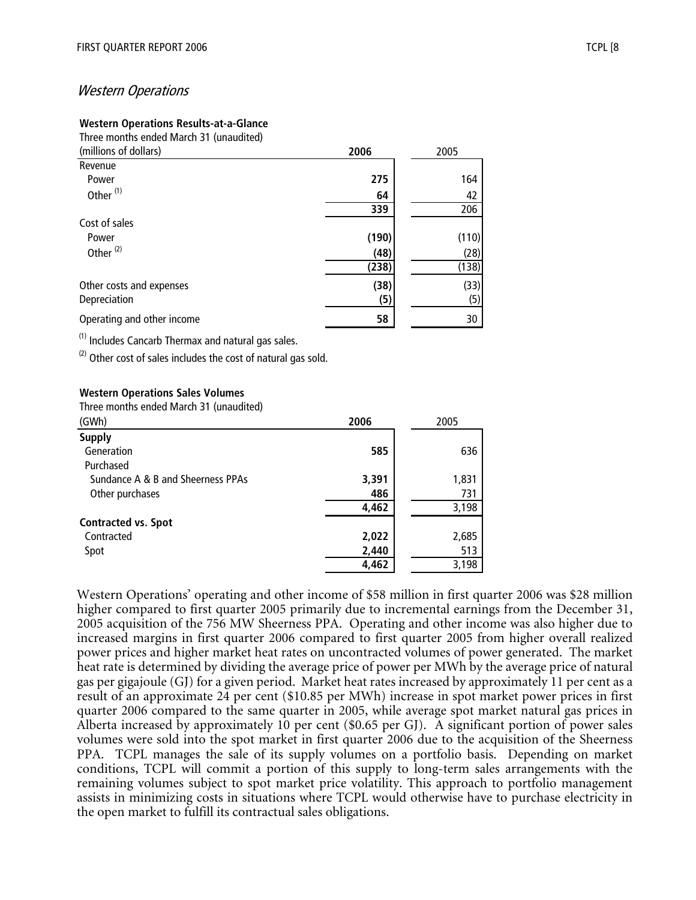## *Western Operations*

**Western Operations Results-at-a-Glance**

Three months ended March 31 (unaudited)

| (millions of dollars) | 2006 | 2005 |
|---|---|---|
| Revenue | | |
| Power | **275** | 164 |
| Other [(1)] | **64** | 42 |
| | **339** | 206 |
| Cost of sales | | |
| Power | **(190)** | (110) |
| Other [(2)] | **(48)** | (28) |
| | **(238)** | (138) |
| Other costs and expenses | **(38)** | (33) |
| Depreciation | **(5)** | (5) |
| Operating and other income | **58** | 30 |

[(1)] Includes Cancarb Thermax and natural gas sales.

[(2)] Other cost of sales includes the cost of natural gas sold.

**Western Operations Sales Volumes**

Three months ended March 31 (unaudited)

| (GWh) | 2006 | 2005 |
|---|---|---|
| **Supply** | | |
| Generation | **585** | 636 |
| Purchased | | |
| Sundance A & B and Sheerness PPAs | **3,391** | 1,831 |
| Other purchases | **486** | 731 |
| | **4,462** | 3,198 |
| **Contracted vs. Spot** | | |
| Contracted | **2,022** | 2,685 |
| Spot | **2,440** | 513 |
| | **4,462** | 3,198 |

Western Operations' operating and other income of $58 million in first quarter 2006 was $28 million higher compared to first quarter 2005 primarily due to incremental earnings from the December 31, 2005 acquisition of the 756 MW Sheerness PPA. Operating and other income was also higher due to increased margins in first quarter 2006 compared to first quarter 2005 from higher overall realized power prices and higher market heat rates on uncontracted volumes of power generated. The market heat rate is determined by dividing the average price of power per MWh by the average price of natural gas per gigajoule (GJ) for a given period. Market heat rates increased by approximately 11 per cent as a result of an approximate 24 per cent ($10.85 per MWh) increase in spot market power prices in first quarter 2006 compared to the same quarter in 2005, while average spot market natural gas prices in Alberta increased by approximately 10 per cent ($0.65 per GJ). A significant portion of power sales volumes were sold into the spot market in first quarter 2006 due to the acquisition of the Sheerness PPA. TCPL manages the sale of its supply volumes on a portfolio basis. Depending on market conditions, TCPL will commit a portion of this supply to long-term sales arrangements with the remaining volumes subject to spot market price volatility. This approach to portfolio management assists in minimizing costs in situations where TCPL would otherwise have to purchase electricity in the open market to fulfill its contractual sales obligations.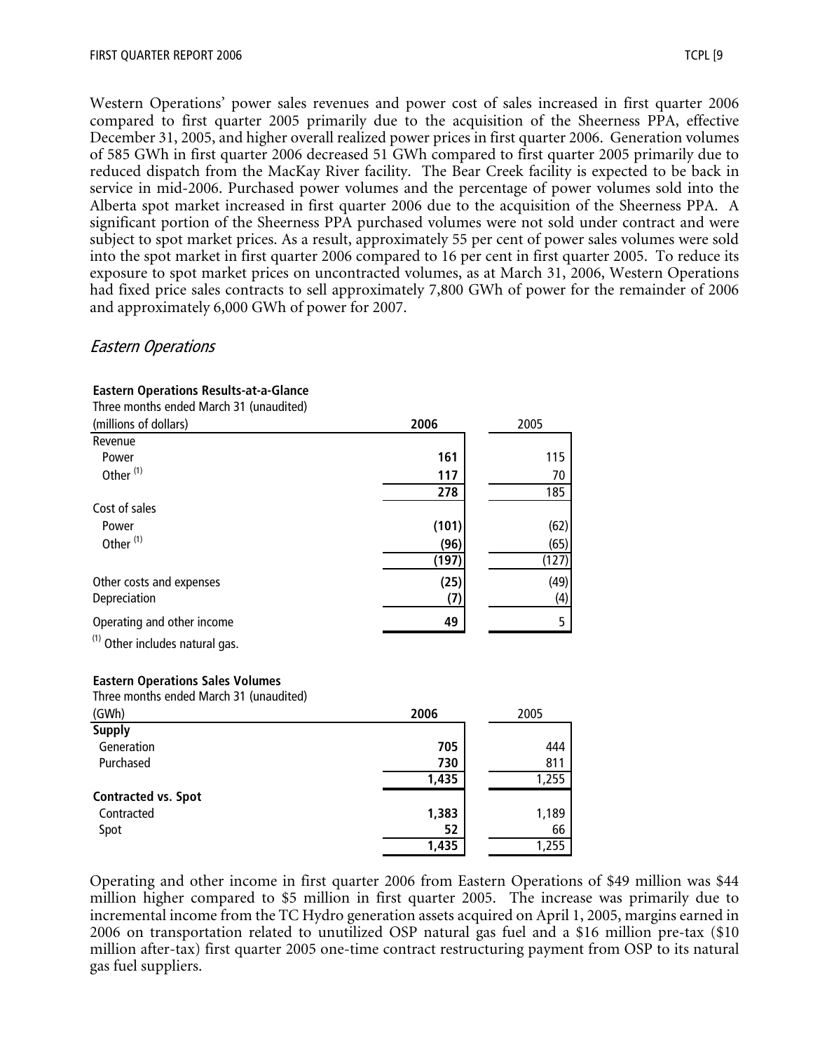Western Operations' power sales revenues and power cost of sales increased in first quarter 2006 compared to first quarter 2005 primarily due to the acquisition of the Sheerness PPA, effective December 31, 2005, and higher overall realized power prices in first quarter 2006. Generation volumes of 585 GWh in first quarter 2006 decreased 51 GWh compared to first quarter 2005 primarily due to reduced dispatch from the MacKay River facility. The Bear Creek facility is expected to be back in service in mid-2006. Purchased power volumes and the percentage of power volumes sold into the Alberta spot market increased in first quarter 2006 due to the acquisition of the Sheerness PPA. A significant portion of the Sheerness PPA purchased volumes were not sold under contract and were subject to spot market prices. As a result, approximately 55 per cent of power sales volumes were sold into the spot market in first quarter 2006 compared to 16 per cent in first quarter 2005. To reduce its exposure to spot market prices on uncontracted volumes, as at March 31, 2006, Western Operations had fixed price sales contracts to sell approximately 7,800 GWh of power for the remainder of 2006 and approximately 6,000 GWh of power for 2007.

## *Eastern Operations*

**Eastern Operations Results-at-a-Glance**

Three months ended March 31 (unaudited)

| (millions of dollars) | **2006** | 2005 |
|---|---|---|
| Revenue | | |
| Power | **161** | 115 |
| Other [(1)] | **117** | 70 |
| | **278** | 185 |
| Cost of sales | | |
| Power | **(101)** | (62) |
| Other [(1)] | **(96)** | (65) |
| | **(197)** | (127) |
| Other costs and expenses | **(25)** | (49) |
| Depreciation | **(7)** | (4) |
| Operating and other income | **49** | 5 |

[(1)] Other includes natural gas.

**Eastern Operations Sales Volumes**

Three months ended March 31 (unaudited)

| (GWh) | **2006** | 2005 |
|---|---|---|
| **Supply** | | |
| Generation | **705** | 444 |
| Purchased | **730** | 811 |
| | **1,435** | 1,255 |
| **Contracted vs. Spot** | | |
| Contracted | **1,383** | 1,189 |
| Spot | **52** | 66 |
| | **1,435** | 1,255 |

Operating and other income in first quarter 2006 from Eastern Operations of $49 million was $44 million higher compared to $5 million in first quarter 2005. The increase was primarily due to incremental income from the TC Hydro generation assets acquired on April 1, 2005, margins earned in 2006 on transportation related to unutilized OSP natural gas fuel and a $16 million pre-tax ($10 million after-tax) first quarter 2005 one-time contract restructuring payment from OSP to its natural gas fuel suppliers.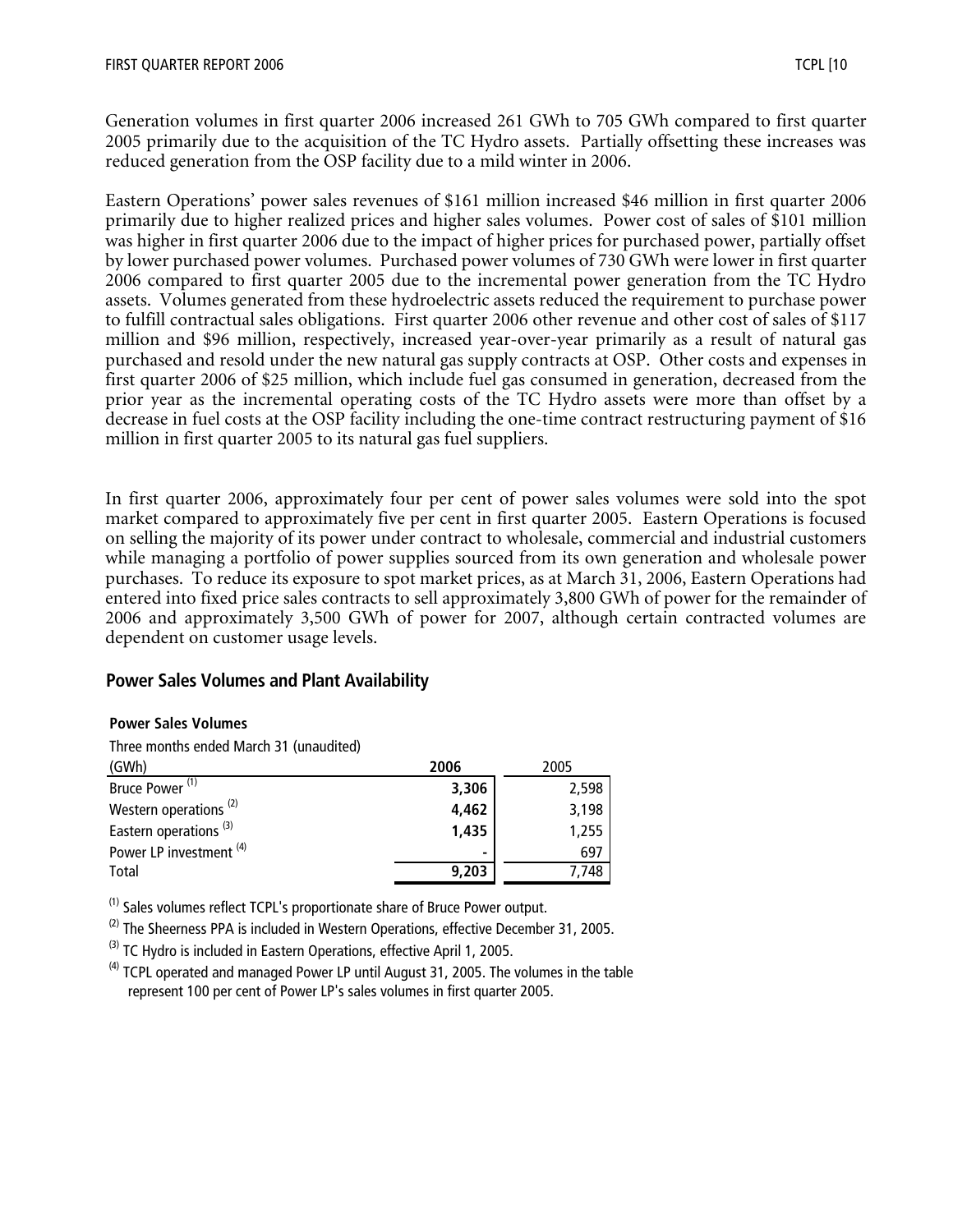Generation volumes in first quarter 2006 increased 261 GWh to 705 GWh compared to first quarter 2005 primarily due to the acquisition of the TC Hydro assets. Partially offsetting these increases was reduced generation from the OSP facility due to a mild winter in 2006.

Eastern Operations' power sales revenues of $161 million increased $46 million in first quarter 2006 primarily due to higher realized prices and higher sales volumes. Power cost of sales of $101 million was higher in first quarter 2006 due to the impact of higher prices for purchased power, partially offset by lower purchased power volumes. Purchased power volumes of 730 GWh were lower in first quarter 2006 compared to first quarter 2005 due to the incremental power generation from the TC Hydro assets. Volumes generated from these hydroelectric assets reduced the requirement to purchase power to fulfill contractual sales obligations. First quarter 2006 other revenue and other cost of sales of $117 million and $96 million, respectively, increased year-over-year primarily as a result of natural gas purchased and resold under the new natural gas supply contracts at OSP. Other costs and expenses in first quarter 2006 of $25 million, which include fuel gas consumed in generation, decreased from the prior year as the incremental operating costs of the TC Hydro assets were more than offset by a decrease in fuel costs at the OSP facility including the one-time contract restructuring payment of $16 million in first quarter 2005 to its natural gas fuel suppliers.

In first quarter 2006, approximately four per cent of power sales volumes were sold into the spot market compared to approximately five per cent in first quarter 2005. Eastern Operations is focused on selling the majority of its power under contract to wholesale, commercial and industrial customers while managing a portfolio of power supplies sourced from its own generation and wholesale power purchases. To reduce its exposure to spot market prices, as at March 31, 2006, Eastern Operations had entered into fixed price sales contracts to sell approximately 3,800 GWh of power for the remainder of 2006 and approximately 3,500 GWh of power for 2007, although certain contracted volumes are dependent on customer usage levels.

## Power Sales Volumes and Plant Availability

**Power Sales Volumes**

Three months ended March 31 (unaudited)

| (GWh) | 2006 | 2005 |
|---|---|---|
| Bruce Power [(1)] | **3,306** | 2,598 |
| Western operations [(2)] | **4,462** | 3,198 |
| Eastern operations [(3)] | **1,435** | 1,255 |
| Power LP investment [(4)] | **-** | 697 |
| Total | **9,203** | 7,748 |

[(1)] Sales volumes reflect TCPL's proportionate share of Bruce Power output.

[(2)] The Sheerness PPA is included in Western Operations, effective December 31, 2005.

[(3)] TC Hydro is included in Eastern Operations, effective April 1, 2005.

[(4)] TCPL operated and managed Power LP until August 31, 2005. The volumes in the table represent 100 per cent of Power LP's sales volumes in first quarter 2005.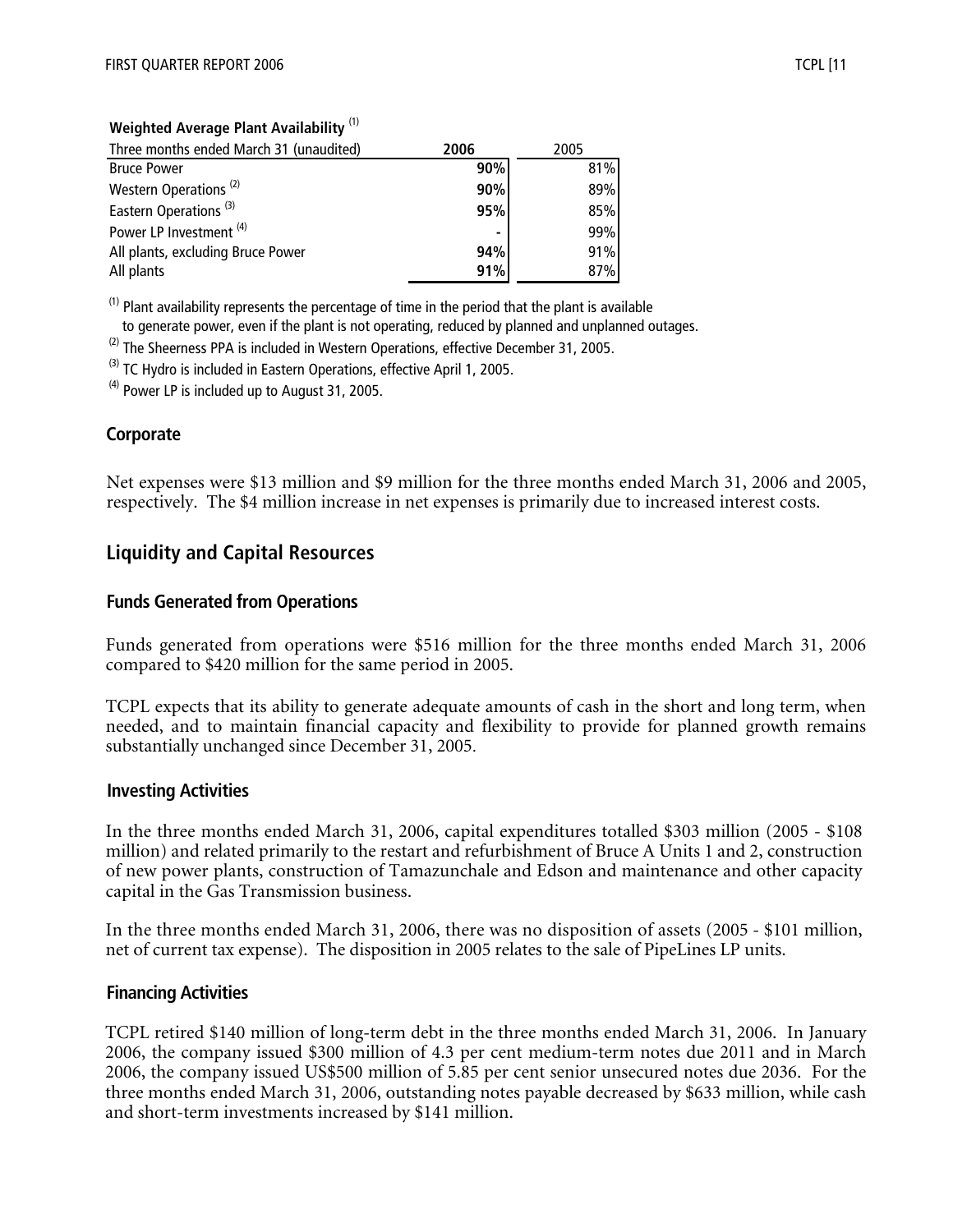**Weighted Average Plant Availability** [(1)]

| Three months ended March 31 (unaudited) | 2006 | 2005 |
|---|---|---|
| Bruce Power | **90%** | 81% |
| Western Operations [(2)] | **90%** | 89% |
| Eastern Operations [(3)] | **95%** | 85% |
| Power LP Investment [(4)] | **-** | 99% |
| All plants, excluding Bruce Power | **94%** | 91% |
| All plants | **91%** | 87% |

(1) Plant availability represents the percentage of time in the period that the plant is available to generate power, even if the plant is not operating, reduced by planned and unplanned outages.

(2) The Sheerness PPA is included in Western Operations, effective December 31, 2005.

(3) TC Hydro is included in Eastern Operations, effective April 1, 2005.

(4) Power LP is included up to August 31, 2005.

### Corporate

Net expenses were $13 million and $9 million for the three months ended March 31, 2006 and 2005, respectively. The $4 million increase in net expenses is primarily due to increased interest costs.

## Liquidity and Capital Resources

### Funds Generated from Operations

Funds generated from operations were $516 million for the three months ended March 31, 2006 compared to $420 million for the same period in 2005.

TCPL expects that its ability to generate adequate amounts of cash in the short and long term, when needed, and to maintain financial capacity and flexibility to provide for planned growth remains substantially unchanged since December 31, 2005.

### Investing Activities

In the three months ended March 31, 2006, capital expenditures totalled $303 million (2005 - $108 million) and related primarily to the restart and refurbishment of Bruce A Units 1 and 2, construction of new power plants, construction of Tamazunchale and Edson and maintenance and other capacity capital in the Gas Transmission business.

In the three months ended March 31, 2006, there was no disposition of assets (2005 - $101 million, net of current tax expense). The disposition in 2005 relates to the sale of PipeLines LP units.

### Financing Activities

TCPL retired $140 million of long-term debt in the three months ended March 31, 2006. In January 2006, the company issued $300 million of 4.3 per cent medium-term notes due 2011 and in March 2006, the company issued US$500 million of 5.85 per cent senior unsecured notes due 2036. For the three months ended March 31, 2006, outstanding notes payable decreased by $633 million, while cash and short-term investments increased by $141 million.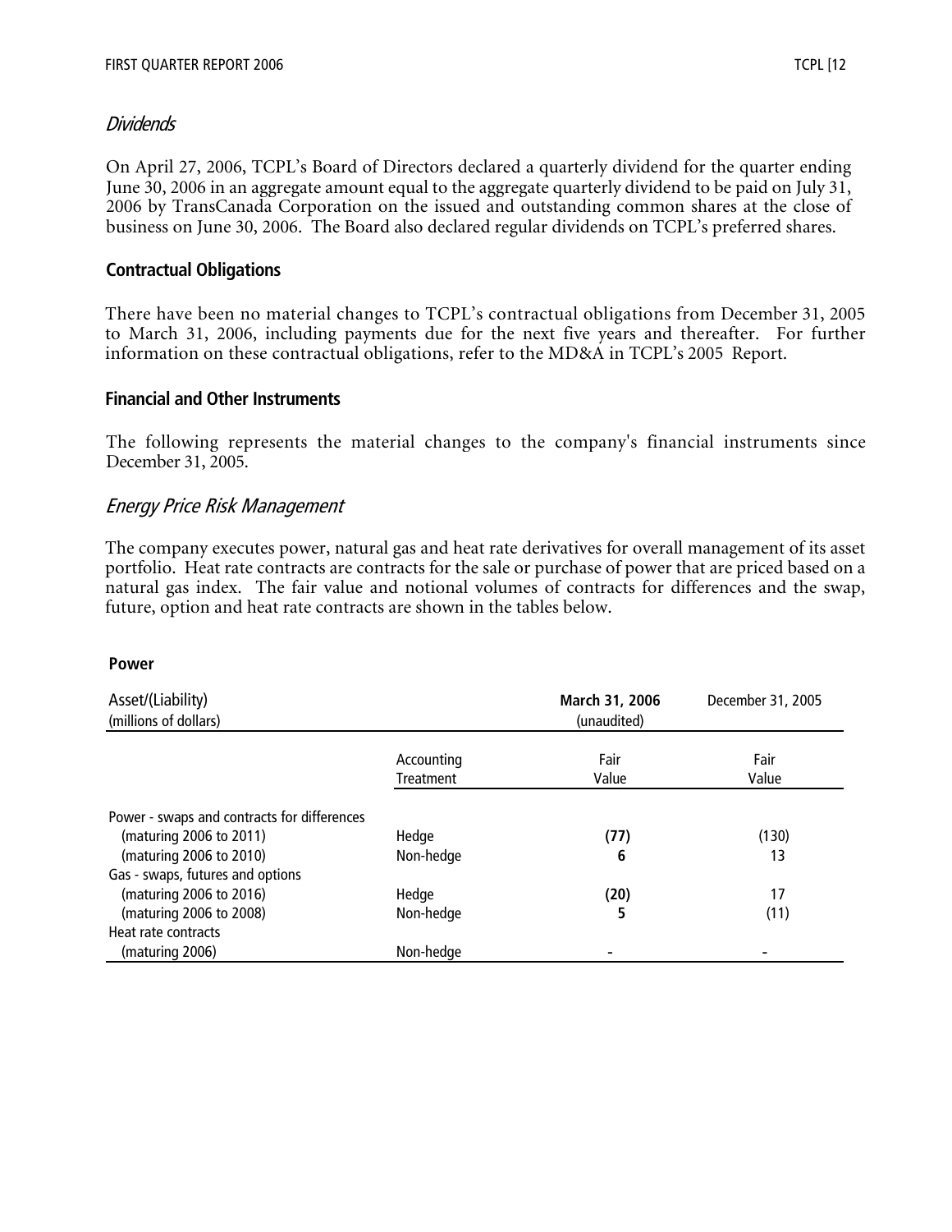### *Dividends*

On April 27, 2006, TCPL's Board of Directors declared a quarterly dividend for the quarter ending June 30, 2006 in an aggregate amount equal to the aggregate quarterly dividend to be paid on July 31, 2006 by TransCanada Corporation on the issued and outstanding common shares at the close of business on June 30, 2006. The Board also declared regular dividends on TCPL's preferred shares.

### Contractual Obligations

There have been no material changes to TCPL's contractual obligations from December 31, 2005 to March 31, 2006, including payments due for the next five years and thereafter. For further information on these contractual obligations, refer to the MD&A in TCPL's 2005 Report.

### Financial and Other Instruments

The following represents the material changes to the company's financial instruments since December 31, 2005.

### *Energy Price Risk Management*

The company executes power, natural gas and heat rate derivatives for overall management of its asset portfolio. Heat rate contracts are contracts for the sale or purchase of power that are priced based on a natural gas index. The fair value and notional volumes of contracts for differences and the swap, future, option and heat rate contracts are shown in the tables below.

**Power**

| Asset/(Liability) (millions of dollars) | | **March 31, 2006** (unaudited) | December 31, 2005 |
|---|---|---|---|
| | Accounting Treatment | Fair Value | Fair Value |
| Power - swaps and contracts for differences | | | |
| (maturing 2006 to 2011) | Hedge | **(77)** | (130) |
| (maturing 2006 to 2010) | Non-hedge | **6** | 13 |
| Gas - swaps, futures and options | | | |
| (maturing 2006 to 2016) | Hedge | **(20)** | 17 |
| (maturing 2006 to 2008) | Non-hedge | **5** | (11) |
| Heat rate contracts | | | |
| (maturing 2006) | Non-hedge | **-** | - |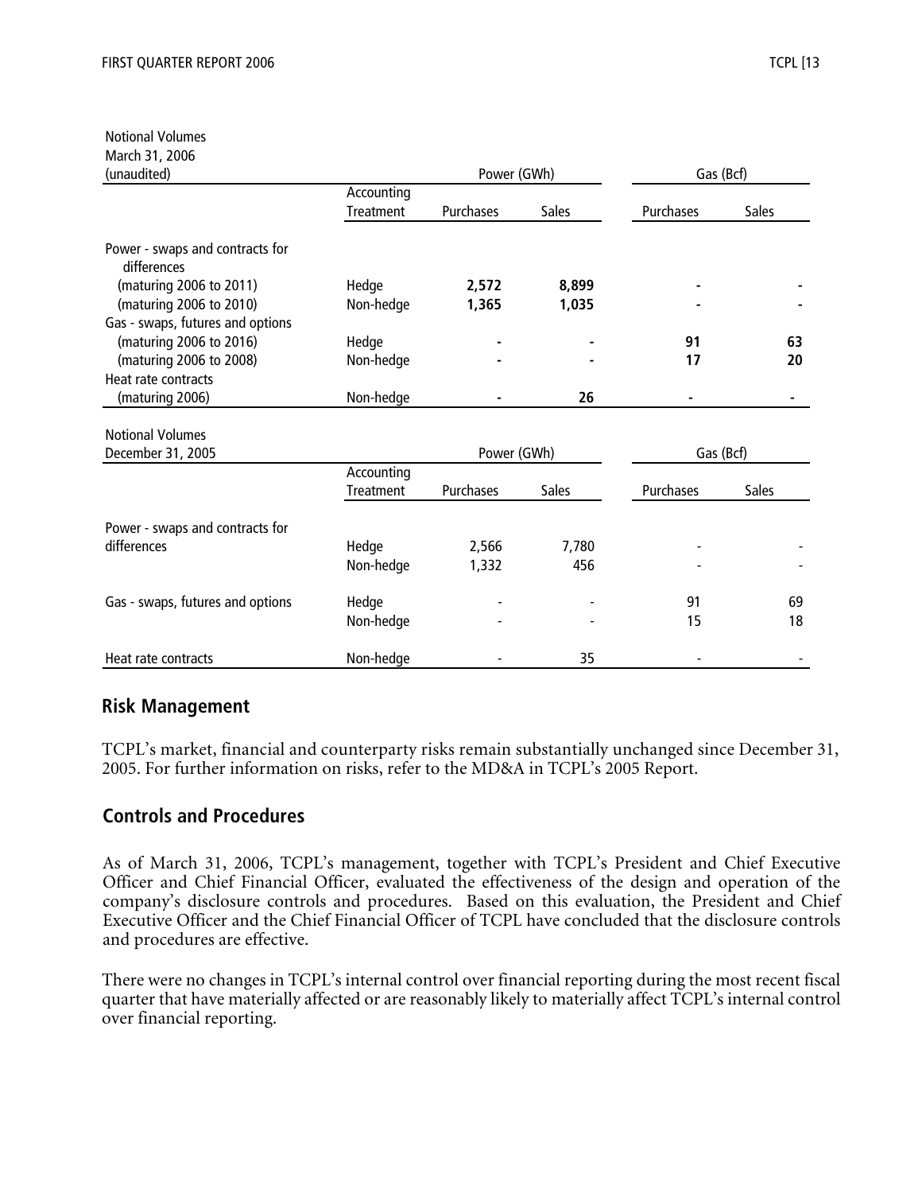Notional Volumes
March 31, 2006
(unaudited)

| | Accounting Treatment | Power (GWh) Purchases | Power (GWh) Sales | Gas (Bcf) Purchases | Gas (Bcf) Sales |
|---|---|---|---|---|---|
| Power - swaps and contracts for differences | | | | | |
| (maturing 2006 to 2011) | Hedge | **2,572** | **8,899** | **-** | **-** |
| (maturing 2006 to 2010) | Non-hedge | **1,365** | **1,035** | **-** | **-** |
| Gas - swaps, futures and options | | | | | |
| (maturing 2006 to 2016) | Hedge | **-** | **-** | **91** | **63** |
| (maturing 2006 to 2008) | Non-hedge | **-** | **-** | **17** | **20** |
| Heat rate contracts | | | | | |
| (maturing 2006) | Non-hedge | **-** | **26** | **-** | **-** |

Notional Volumes
December 31, 2005

| | Accounting Treatment | Power (GWh) Purchases | Power (GWh) Sales | Gas (Bcf) Purchases | Gas (Bcf) Sales |
|---|---|---|---|---|---|
| Power - swaps and contracts for differences | Hedge | 2,566 | 7,780 | - | - |
| | Non-hedge | 1,332 | 456 | - | - |
| Gas - swaps, futures and options | Hedge | - | - | 91 | 69 |
| | Non-hedge | - | - | 15 | 18 |
| Heat rate contracts | Non-hedge | - | 35 | - | - |

## Risk Management

TCPL's market, financial and counterparty risks remain substantially unchanged since December 31, 2005. For further information on risks, refer to the MD&A in TCPL's 2005 Report.

## Controls and Procedures

As of March 31, 2006, TCPL's management, together with TCPL's President and Chief Executive Officer and Chief Financial Officer, evaluated the effectiveness of the design and operation of the company's disclosure controls and procedures. Based on this evaluation, the President and Chief Executive Officer and the Chief Financial Officer of TCPL have concluded that the disclosure controls and procedures are effective.

There were no changes in TCPL's internal control over financial reporting during the most recent fiscal quarter that have materially affected or are reasonably likely to materially affect TCPL's internal control over financial reporting.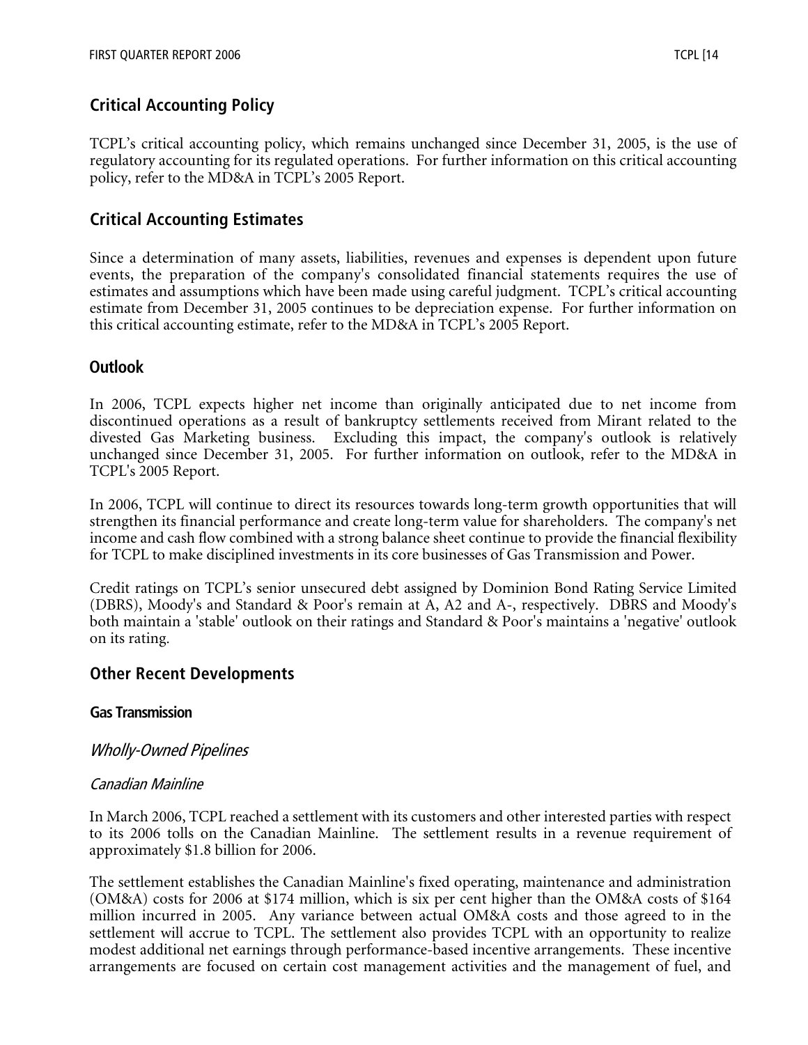## Critical Accounting Policy

TCPL's critical accounting policy, which remains unchanged since December 31, 2005, is the use of regulatory accounting for its regulated operations. For further information on this critical accounting policy, refer to the MD&A in TCPL's 2005 Report.

## Critical Accounting Estimates

Since a determination of many assets, liabilities, revenues and expenses is dependent upon future events, the preparation of the company's consolidated financial statements requires the use of estimates and assumptions which have been made using careful judgment. TCPL's critical accounting estimate from December 31, 2005 continues to be depreciation expense. For further information on this critical accounting estimate, refer to the MD&A in TCPL's 2005 Report.

## Outlook

In 2006, TCPL expects higher net income than originally anticipated due to net income from discontinued operations as a result of bankruptcy settlements received from Mirant related to the divested Gas Marketing business. Excluding this impact, the company's outlook is relatively unchanged since December 31, 2005. For further information on outlook, refer to the MD&A in TCPL's 2005 Report.

In 2006, TCPL will continue to direct its resources towards long-term growth opportunities that will strengthen its financial performance and create long-term value for shareholders. The company's net income and cash flow combined with a strong balance sheet continue to provide the financial flexibility for TCPL to make disciplined investments in its core businesses of Gas Transmission and Power.

Credit ratings on TCPL's senior unsecured debt assigned by Dominion Bond Rating Service Limited (DBRS), Moody's and Standard & Poor's remain at A, A2 and A-, respectively. DBRS and Moody's both maintain a 'stable' outlook on their ratings and Standard & Poor's maintains a 'negative' outlook on its rating.

## Other Recent Developments

### Gas Transmission

#### *Wholly-Owned Pipelines*

*Canadian Mainline*

In March 2006, TCPL reached a settlement with its customers and other interested parties with respect to its 2006 tolls on the Canadian Mainline. The settlement results in a revenue requirement of approximately $1.8 billion for 2006.

The settlement establishes the Canadian Mainline's fixed operating, maintenance and administration (OM&A) costs for 2006 at $174 million, which is six per cent higher than the OM&A costs of $164 million incurred in 2005. Any variance between actual OM&A costs and those agreed to in the settlement will accrue to TCPL. The settlement also provides TCPL with an opportunity to realize modest additional net earnings through performance-based incentive arrangements. These incentive arrangements are focused on certain cost management activities and the management of fuel, and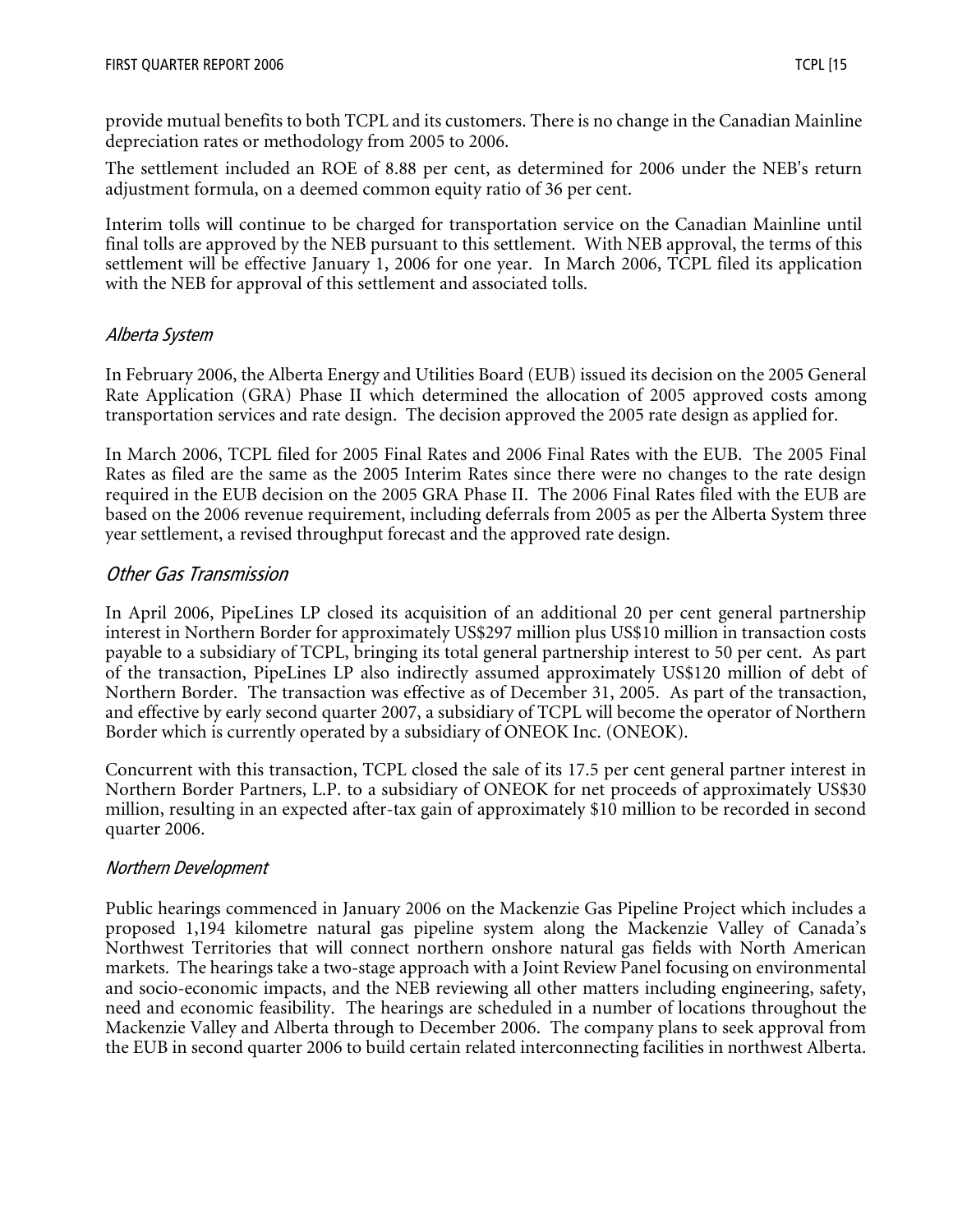provide mutual benefits to both TCPL and its customers. There is no change in the Canadian Mainline depreciation rates or methodology from 2005 to 2006.

The settlement included an ROE of 8.88 per cent, as determined for 2006 under the NEB's return adjustment formula, on a deemed common equity ratio of 36 per cent.

Interim tolls will continue to be charged for transportation service on the Canadian Mainline until final tolls are approved by the NEB pursuant to this settlement. With NEB approval, the terms of this settlement will be effective January 1, 2006 for one year. In March 2006, TCPL filed its application with the NEB for approval of this settlement and associated tolls.

### *Alberta System*

In February 2006, the Alberta Energy and Utilities Board (EUB) issued its decision on the 2005 General Rate Application (GRA) Phase II which determined the allocation of 2005 approved costs among transportation services and rate design. The decision approved the 2005 rate design as applied for.

In March 2006, TCPL filed for 2005 Final Rates and 2006 Final Rates with the EUB. The 2005 Final Rates as filed are the same as the 2005 Interim Rates since there were no changes to the rate design required in the EUB decision on the 2005 GRA Phase II. The 2006 Final Rates filed with the EUB are based on the 2006 revenue requirement, including deferrals from 2005 as per the Alberta System three year settlement, a revised throughput forecast and the approved rate design.

### *Other Gas Transmission*

In April 2006, PipeLines LP closed its acquisition of an additional 20 per cent general partnership interest in Northern Border for approximately US$297 million plus US$10 million in transaction costs payable to a subsidiary of TCPL, bringing its total general partnership interest to 50 per cent. As part of the transaction, PipeLines LP also indirectly assumed approximately US$120 million of debt of Northern Border. The transaction was effective as of December 31, 2005. As part of the transaction, and effective by early second quarter 2007, a subsidiary of TCPL will become the operator of Northern Border which is currently operated by a subsidiary of ONEOK Inc. (ONEOK).

Concurrent with this transaction, TCPL closed the sale of its 17.5 per cent general partner interest in Northern Border Partners, L.P. to a subsidiary of ONEOK for net proceeds of approximately US$30 million, resulting in an expected after-tax gain of approximately $10 million to be recorded in second quarter 2006.

### *Northern Development*

Public hearings commenced in January 2006 on the Mackenzie Gas Pipeline Project which includes a proposed 1,194 kilometre natural gas pipeline system along the Mackenzie Valley of Canada's Northwest Territories that will connect northern onshore natural gas fields with North American markets. The hearings take a two-stage approach with a Joint Review Panel focusing on environmental and socio-economic impacts, and the NEB reviewing all other matters including engineering, safety, need and economic feasibility. The hearings are scheduled in a number of locations throughout the Mackenzie Valley and Alberta through to December 2006. The company plans to seek approval from the EUB in second quarter 2006 to build certain related interconnecting facilities in northwest Alberta.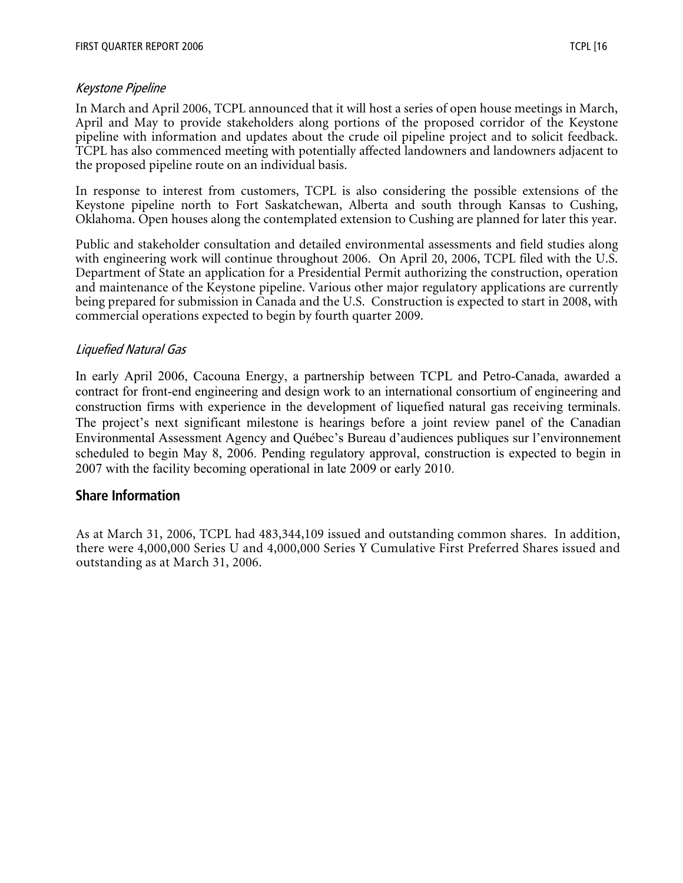### *Keystone Pipeline*

In March and April 2006, TCPL announced that it will host a series of open house meetings in March, April and May to provide stakeholders along portions of the proposed corridor of the Keystone pipeline with information and updates about the crude oil pipeline project and to solicit feedback. TCPL has also commenced meeting with potentially affected landowners and landowners adjacent to the proposed pipeline route on an individual basis.

In response to interest from customers, TCPL is also considering the possible extensions of the Keystone pipeline north to Fort Saskatchewan, Alberta and south through Kansas to Cushing, Oklahoma. Open houses along the contemplated extension to Cushing are planned for later this year.

Public and stakeholder consultation and detailed environmental assessments and field studies along with engineering work will continue throughout 2006. On April 20, 2006, TCPL filed with the U.S. Department of State an application for a Presidential Permit authorizing the construction, operation and maintenance of the Keystone pipeline. Various other major regulatory applications are currently being prepared for submission in Canada and the U.S. Construction is expected to start in 2008, with commercial operations expected to begin by fourth quarter 2009.

### *Liquefied Natural Gas*

In early April 2006, Cacouna Energy, a partnership between TCPL and Petro-Canada, awarded a contract for front-end engineering and design work to an international consortium of engineering and construction firms with experience in the development of liquefied natural gas receiving terminals. The project's next significant milestone is hearings before a joint review panel of the Canadian Environmental Assessment Agency and Québec's Bureau d'audiences publiques sur l'environnement scheduled to begin May 8, 2006. Pending regulatory approval, construction is expected to begin in 2007 with the facility becoming operational in late 2009 or early 2010.

## Share Information

As at March 31, 2006, TCPL had 483,344,109 issued and outstanding common shares. In addition, there were 4,000,000 Series U and 4,000,000 Series Y Cumulative First Preferred Shares issued and outstanding as at March 31, 2006.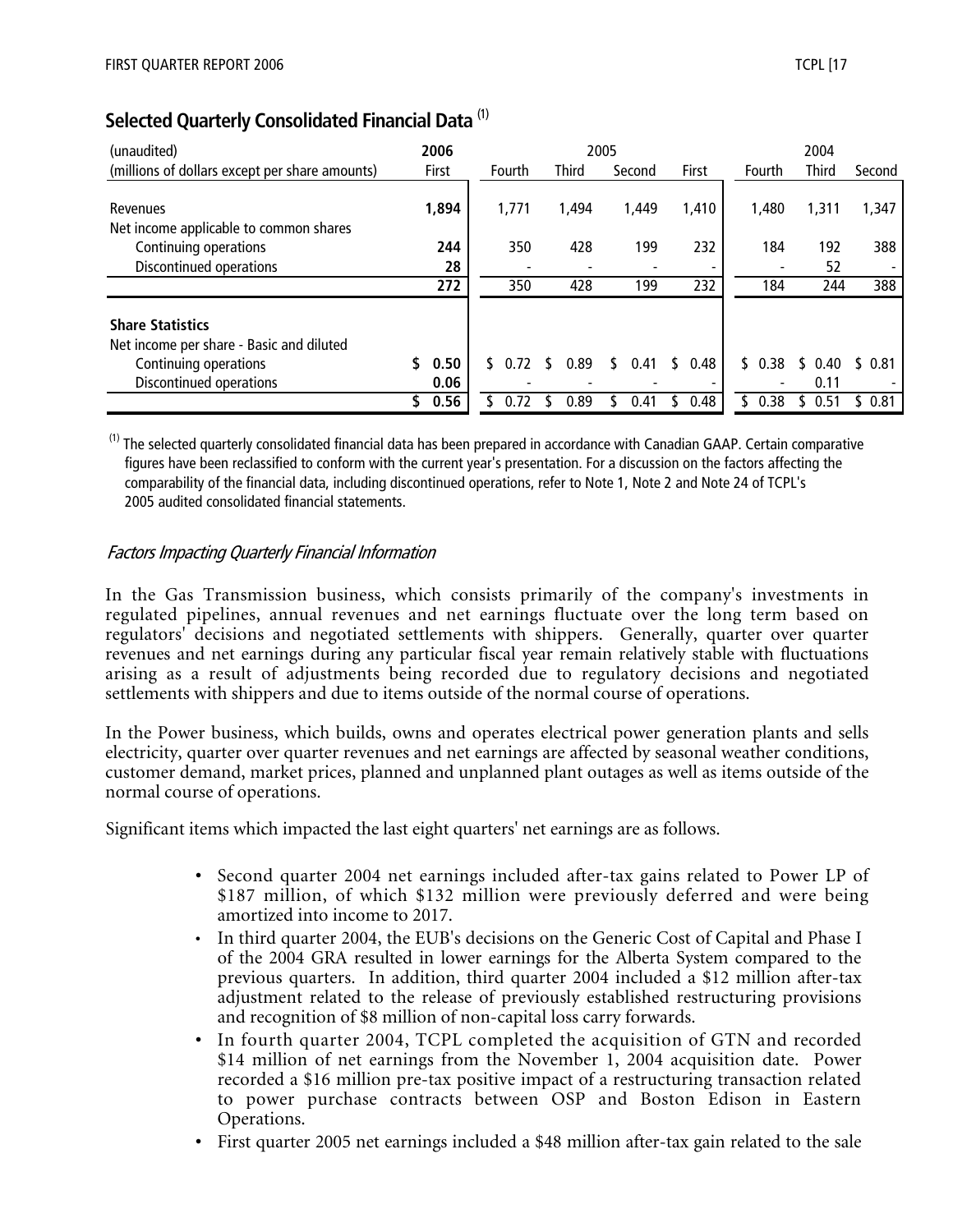## Selected Quarterly Consolidated Financial Data [(1)]

| (unaudited) | 2006 | 2005 | | | | 2004 | | |
|---|---|---|---|---|---|---|---|---|
| (millions of dollars except per share amounts) | First | Fourth | Third | Second | First | Fourth | Third | Second |
| Revenues | **1,894** | 1,771 | 1,494 | 1,449 | 1,410 | 1,480 | 1,311 | 1,347 |
| Net income applicable to common shares | | | | | | | | |
| Continuing operations | **244** | 350 | 428 | 199 | 232 | 184 | 192 | 388 |
| Discontinued operations | **28** | - | - | - | - | - | 52 | - |
| | **272** | 350 | 428 | 199 | 232 | 184 | 244 | 388 |
| **Share Statistics** | | | | | | | | |
| Net income per share - Basic and diluted | | | | | | | | |
| Continuing operations | **$ 0.50** | $ 0.72 | $ 0.89 | $ 0.41 | $ 0.48 | $ 0.38 | $ 0.40 | $ 0.81 |
| Discontinued operations | **0.06** | - | - | - | - | - | 0.11 | - |
| | **$ 0.56** | $ 0.72 | $ 0.89 | $ 0.41 | $ 0.48 | $ 0.38 | $ 0.51 | $ 0.81 |

[(1)] The selected quarterly consolidated financial data has been prepared in accordance with Canadian GAAP. Certain comparative figures have been reclassified to conform with the current year's presentation. For a discussion on the factors affecting the comparability of the financial data, including discontinued operations, refer to Note 1, Note 2 and Note 24 of TCPL's 2005 audited consolidated financial statements.

### *Factors Impacting Quarterly Financial Information*

In the Gas Transmission business, which consists primarily of the company's investments in regulated pipelines, annual revenues and net earnings fluctuate over the long term based on regulators' decisions and negotiated settlements with shippers. Generally, quarter over quarter revenues and net earnings during any particular fiscal year remain relatively stable with fluctuations arising as a result of adjustments being recorded due to regulatory decisions and negotiated settlements with shippers and due to items outside of the normal course of operations.

In the Power business, which builds, owns and operates electrical power generation plants and sells electricity, quarter over quarter revenues and net earnings are affected by seasonal weather conditions, customer demand, market prices, planned and unplanned plant outages as well as items outside of the normal course of operations.

Significant items which impacted the last eight quarters' net earnings are as follows.

- Second quarter 2004 net earnings included after-tax gains related to Power LP of $187 million, of which $132 million were previously deferred and were being amortized into income to 2017.
- In third quarter 2004, the EUB's decisions on the Generic Cost of Capital and Phase I of the 2004 GRA resulted in lower earnings for the Alberta System compared to the previous quarters. In addition, third quarter 2004 included a $12 million after-tax adjustment related to the release of previously established restructuring provisions and recognition of $8 million of non-capital loss carry forwards.
- In fourth quarter 2004, TCPL completed the acquisition of GTN and recorded $14 million of net earnings from the November 1, 2004 acquisition date. Power recorded a $16 million pre-tax positive impact of a restructuring transaction related to power purchase contracts between OSP and Boston Edison in Eastern Operations.
- First quarter 2005 net earnings included a $48 million after-tax gain related to the sale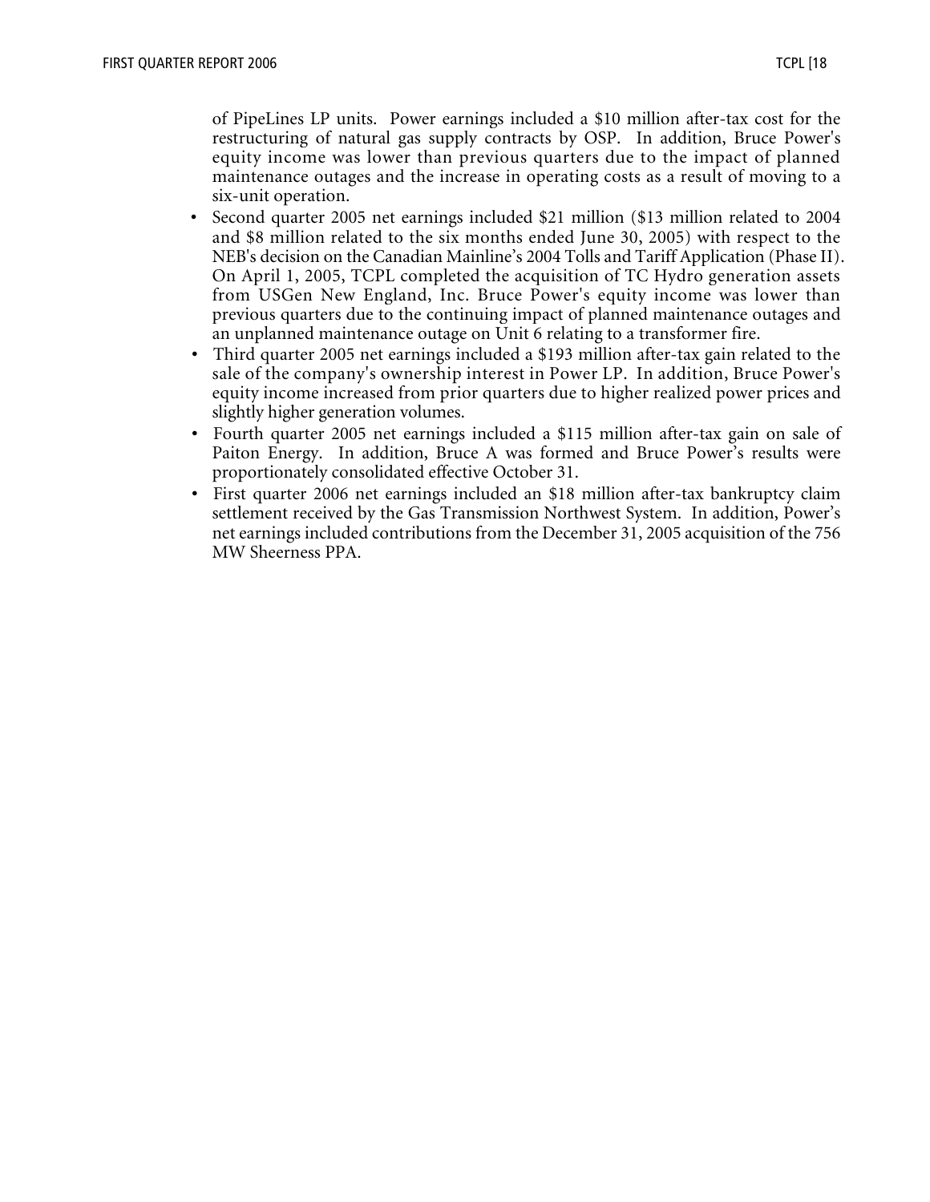of PipeLines LP units. Power earnings included a $10 million after-tax cost for the restructuring of natural gas supply contracts by OSP. In addition, Bruce Power's equity income was lower than previous quarters due to the impact of planned maintenance outages and the increase in operating costs as a result of moving to a six-unit operation.

- Second quarter 2005 net earnings included $21 million ($13 million related to 2004 and $8 million related to the six months ended June 30, 2005) with respect to the NEB's decision on the Canadian Mainline's 2004 Tolls and Tariff Application (Phase II). On April 1, 2005, TCPL completed the acquisition of TC Hydro generation assets from USGen New England, Inc. Bruce Power's equity income was lower than previous quarters due to the continuing impact of planned maintenance outages and an unplanned maintenance outage on Unit 6 relating to a transformer fire.
- Third quarter 2005 net earnings included a $193 million after-tax gain related to the sale of the company's ownership interest in Power LP. In addition, Bruce Power's equity income increased from prior quarters due to higher realized power prices and slightly higher generation volumes.
- Fourth quarter 2005 net earnings included a $115 million after-tax gain on sale of Paiton Energy. In addition, Bruce A was formed and Bruce Power's results were proportionately consolidated effective October 31.
- First quarter 2006 net earnings included an $18 million after-tax bankruptcy claim settlement received by the Gas Transmission Northwest System. In addition, Power's net earnings included contributions from the December 31, 2005 acquisition of the 756 MW Sheerness PPA.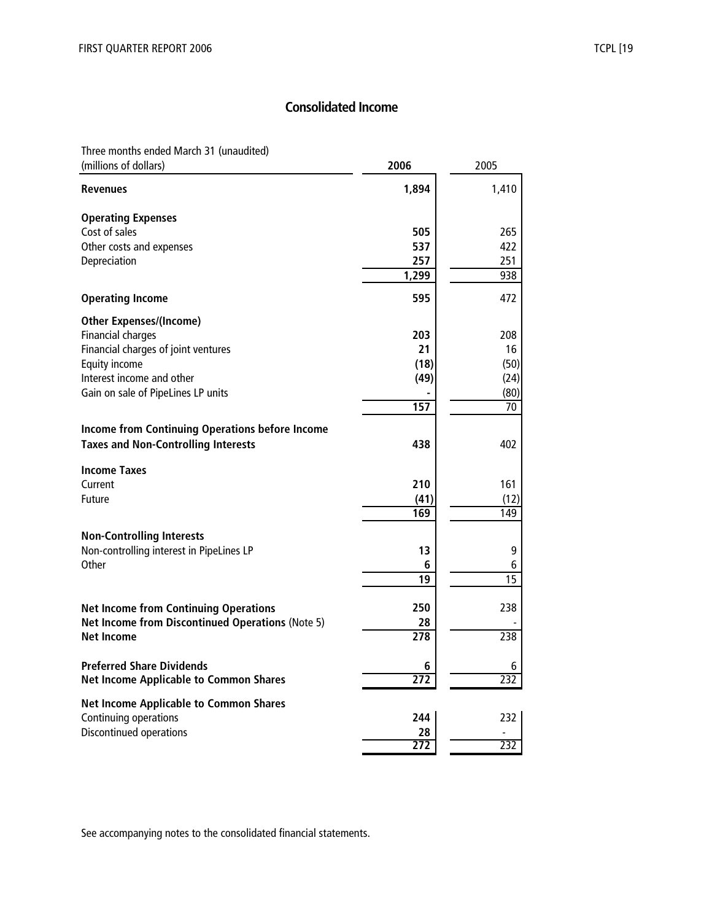## Consolidated Income

| Three months ended March 31 (unaudited)<br>(millions of dollars) | 2006 | 2005 |
|---|---|---|
| **Revenues** | **1,894** | 1,410 |
| **Operating Expenses** | | |
| Cost of sales | **505** | 265 |
| Other costs and expenses | **537** | 422 |
| Depreciation | **257** | 251 |
| | **1,299** | 938 |
| **Operating Income** | **595** | 472 |
| **Other Expenses/(Income)** | | |
| Financial charges | **203** | 208 |
| Financial charges of joint ventures | **21** | 16 |
| Equity income | **(18)** | (50) |
| Interest income and other | **(49)** | (24) |
| Gain on sale of PipeLines LP units | **-** | (80) |
| | **157** | 70 |
| **Income from Continuing Operations before Income Taxes and Non-Controlling Interests** | **438** | 402 |
| **Income Taxes** | | |
| Current | **210** | 161 |
| Future | **(41)** | (12) |
| | **169** | 149 |
| **Non-Controlling Interests** | | |
| Non-controlling interest in PipeLines LP | **13** | 9 |
| Other | **6** | 6 |
| | **19** | 15 |
| **Net Income from Continuing Operations** | **250** | 238 |
| **Net Income from Discontinued Operations** (Note 5) | **28** | - |
| **Net Income** | **278** | 238 |
| **Preferred Share Dividends** | **6** | 6 |
| **Net Income Applicable to Common Shares** | **272** | 232 |
| **Net Income Applicable to Common Shares** | | |
| Continuing operations | **244** | 232 |
| Discontinued operations | **28** | - |
| | **272** | 232 |

See accompanying notes to the consolidated financial statements.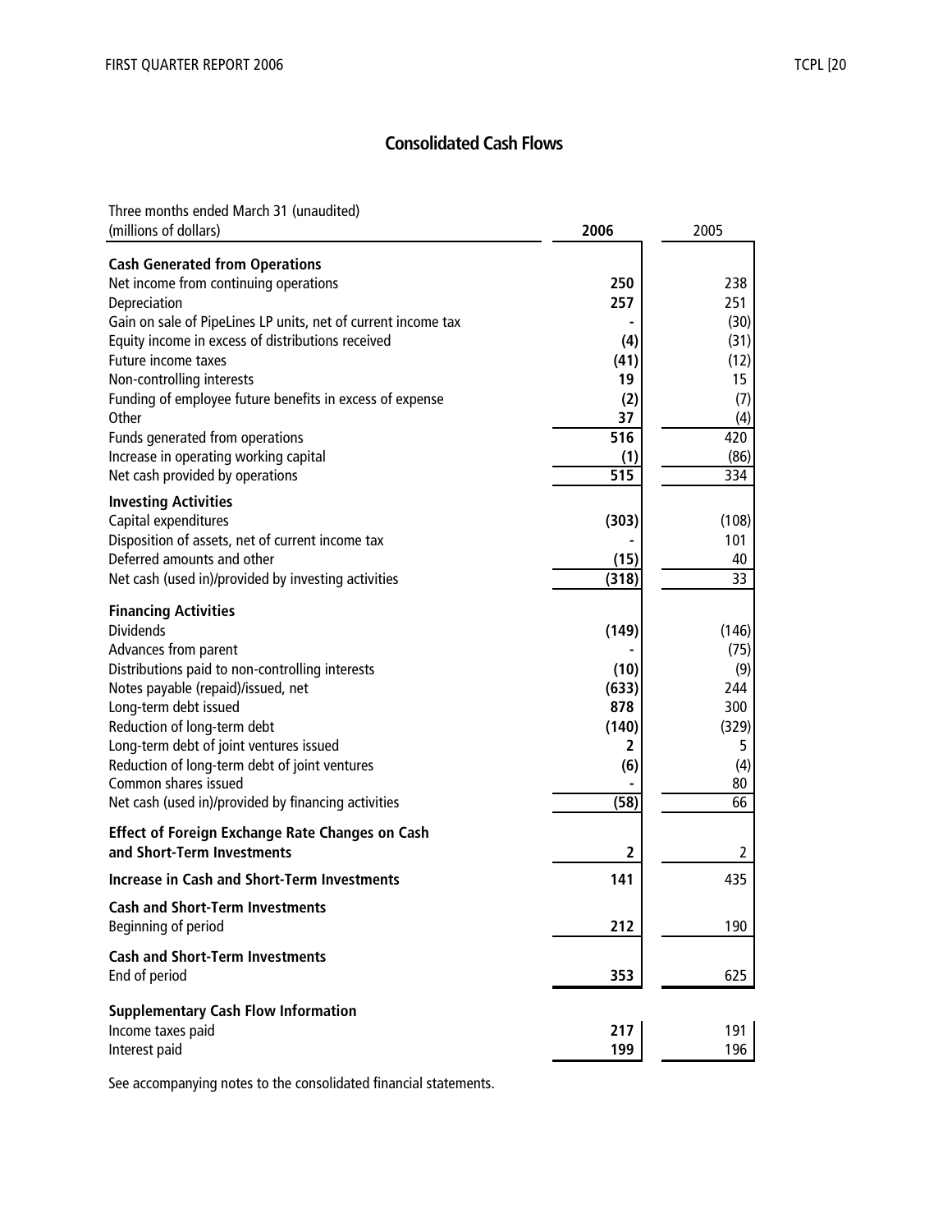# Consolidated Cash Flows

| Three months ended March 31 (unaudited)<br>(millions of dollars) | 2006 | 2005 |
|---|---|---|
| **Cash Generated from Operations** | | |
| Net income from continuing operations | **250** | 238 |
| Depreciation | **257** | 251 |
| Gain on sale of PipeLines LP units, net of current income tax | **-** | (30) |
| Equity income in excess of distributions received | **(4)** | (31) |
| Future income taxes | **(41)** | (12) |
| Non-controlling interests | **19** | 15 |
| Funding of employee future benefits in excess of expense | **(2)** | (7) |
| Other | **37** | (4) |
| Funds generated from operations | **516** | 420 |
| Increase in operating working capital | **(1)** | (86) |
| Net cash provided by operations | **515** | 334 |
| **Investing Activities** | | |
| Capital expenditures | **(303)** | (108) |
| Disposition of assets, net of current income tax | **-** | 101 |
| Deferred amounts and other | **(15)** | 40 |
| Net cash (used in)/provided by investing activities | **(318)** | 33 |
| **Financing Activities** | | |
| Dividends | **(149)** | (146) |
| Advances from parent | **-** | (75) |
| Distributions paid to non-controlling interests | **(10)** | (9) |
| Notes payable (repaid)/issued, net | **(633)** | 244 |
| Long-term debt issued | **878** | 300 |
| Reduction of long-term debt | **(140)** | (329) |
| Long-term debt of joint ventures issued | **2** | 5 |
| Reduction of long-term debt of joint ventures | **(6)** | (4) |
| Common shares issued | **-** | 80 |
| Net cash (used in)/provided by financing activities | **(58)** | 66 |
| **Effect of Foreign Exchange Rate Changes on Cash and Short-Term Investments** | **2** | 2 |
| **Increase in Cash and Short-Term Investments** | **141** | 435 |
| **Cash and Short-Term Investments**<br>Beginning of period | **212** | 190 |
| **Cash and Short-Term Investments**<br>End of period | **353** | 625 |
| **Supplementary Cash Flow Information** | | |
| Income taxes paid | **217** | 191 |
| Interest paid | **199** | 196 |

See accompanying notes to the consolidated financial statements.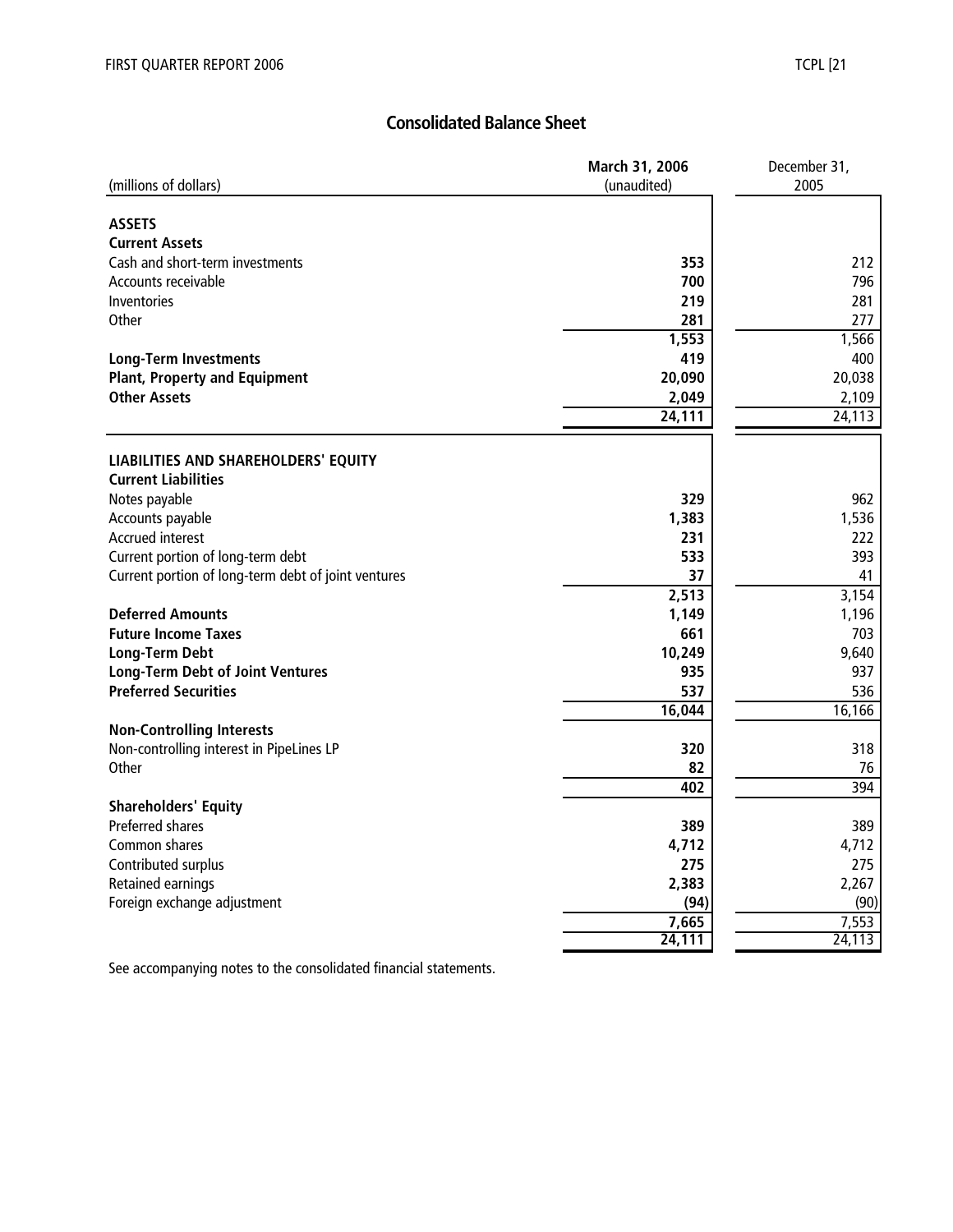## Consolidated Balance Sheet

| (millions of dollars) | March 31, 2006 (unaudited) | December 31, 2005 |
|---|---|---|
| **ASSETS** | | |
| **Current Assets** | | |
| Cash and short-term investments | **353** | 212 |
| Accounts receivable | **700** | 796 |
| Inventories | **219** | 281 |
| Other | **281** | 277 |
| | **1,553** | 1,566 |
| **Long-Term Investments** | **419** | 400 |
| **Plant, Property and Equipment** | **20,090** | 20,038 |
| **Other Assets** | **2,049** | 2,109 |
| | **24,111** | 24,113 |
| **LIABILITIES AND SHAREHOLDERS' EQUITY** | | |
| **Current Liabilities** | | |
| Notes payable | **329** | 962 |
| Accounts payable | **1,383** | 1,536 |
| Accrued interest | **231** | 222 |
| Current portion of long-term debt | **533** | 393 |
| Current portion of long-term debt of joint ventures | **37** | 41 |
| | **2,513** | 3,154 |
| **Deferred Amounts** | **1,149** | 1,196 |
| **Future Income Taxes** | **661** | 703 |
| **Long-Term Debt** | **10,249** | 9,640 |
| **Long-Term Debt of Joint Ventures** | **935** | 937 |
| **Preferred Securities** | **537** | 536 |
| | **16,044** | 16,166 |
| **Non-Controlling Interests** | | |
| Non-controlling interest in PipeLines LP | **320** | 318 |
| Other | **82** | 76 |
| | **402** | 394 |
| **Shareholders' Equity** | | |
| Preferred shares | **389** | 389 |
| Common shares | **4,712** | 4,712 |
| Contributed surplus | **275** | 275 |
| Retained earnings | **2,383** | 2,267 |
| Foreign exchange adjustment | **(94)** | (90) |
| | **7,665** | 7,553 |
| | **24,111** | 24,113 |

See accompanying notes to the consolidated financial statements.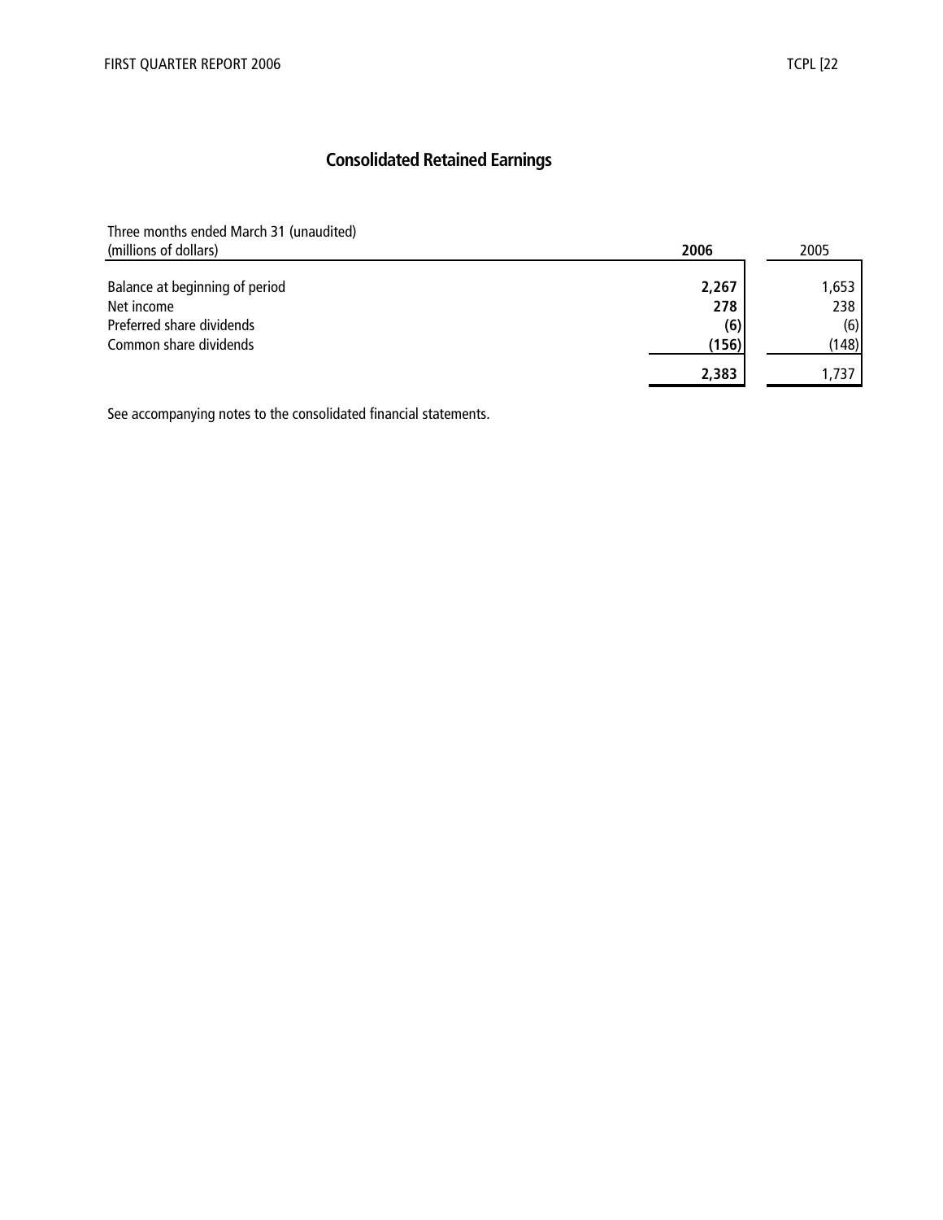# Consolidated Retained Earnings

| Three months ended March 31 (unaudited)<br>(millions of dollars) | **2006** | 2005 |
|---|---|---|
| Balance at beginning of period | **2,267** | 1,653 |
| Net income | **278** | 238 |
| Preferred share dividends | **(6)** | (6) |
| Common share dividends | **(156)** | (148) |
| | **2,383** | 1,737 |

See accompanying notes to the consolidated financial statements.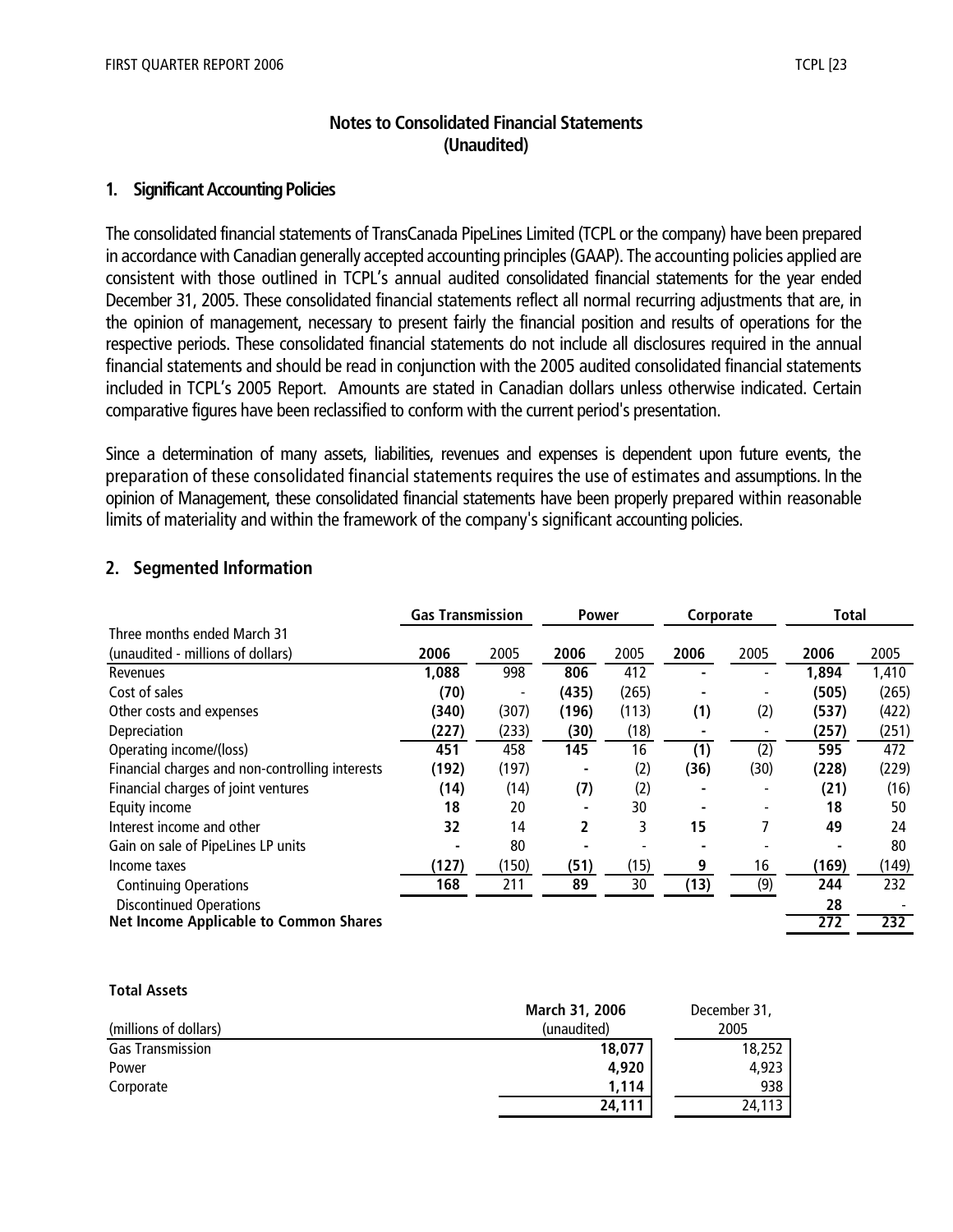## Notes to Consolidated Financial Statements
## (Unaudited)

### 1. Significant Accounting Policies

The consolidated financial statements of TransCanada PipeLines Limited (TCPL or the company) have been prepared in accordance with Canadian generally accepted accounting principles (GAAP). The accounting policies applied are consistent with those outlined in TCPL's annual audited consolidated financial statements for the year ended December 31, 2005. These consolidated financial statements reflect all normal recurring adjustments that are, in the opinion of management, necessary to present fairly the financial position and results of operations for the respective periods. These consolidated financial statements do not include all disclosures required in the annual financial statements and should be read in conjunction with the 2005 audited consolidated financial statements included in TCPL's 2005 Report. Amounts are stated in Canadian dollars unless otherwise indicated. Certain comparative figures have been reclassified to conform with the current period's presentation.

Since a determination of many assets, liabilities, revenues and expenses is dependent upon future events, the preparation of these consolidated financial statements requires the use of estimates and assumptions. In the opinion of Management, these consolidated financial statements have been properly prepared within reasonable limits of materiality and within the framework of the company's significant accounting policies.

### 2. Segmented Information

| Three months ended March 31 | **Gas Transmission** | | **Power** | | **Corporate** | | **Total** | |
|---|---|---|---|---|---|---|---|---|
| (unaudited - millions of dollars) | **2006** | 2005 | **2006** | 2005 | **2006** | 2005 | **2006** | 2005 |
| Revenues | **1,088** | 998 | **806** | 412 | **-** | - | **1,894** | 1,410 |
| Cost of sales | **(70)** | - | **(435)** | (265) | **-** | - | **(505)** | (265) |
| Other costs and expenses | **(340)** | (307) | **(196)** | (113) | **(1)** | (2) | **(537)** | (422) |
| Depreciation | **(227)** | (233) | **(30)** | (18) | **-** | - | **(257)** | (251) |
| Operating income/(loss) | **451** | 458 | **145** | 16 | **(1)** | (2) | **595** | 472 |
| Financial charges and non-controlling interests | **(192)** | (197) | **-** | (2) | **(36)** | (30) | **(228)** | (229) |
| Financial charges of joint ventures | **(14)** | (14) | **(7)** | (2) | **-** | - | **(21)** | (16) |
| Equity income | **18** | 20 | **-** | 30 | **-** | - | **18** | 50 |
| Interest income and other | **32** | 14 | **2** | 3 | **15** | 7 | **49** | 24 |
| Gain on sale of PipeLines LP units | **-** | 80 | **-** | - | **-** | - | **-** | 80 |
| Income taxes | **(127)** | (150) | **(51)** | (15) | **9** | 16 | **(169)** | (149) |
| Continuing Operations | **168** | 211 | **89** | 30 | **(13)** | (9) | **244** | 232 |
| Discontinued Operations | | | | | | | **28** | - |
| **Net Income Applicable to Common Shares** | | | | | | | **272** | **232** |

**Total Assets**

| (millions of dollars) | **March 31, 2006** (unaudited) | December 31, 2005 |
|---|---|---|
| Gas Transmission | **18,077** | 18,252 |
| Power | **4,920** | 4,923 |
| Corporate | **1,114** | 938 |
| | **24,111** | 24,113 |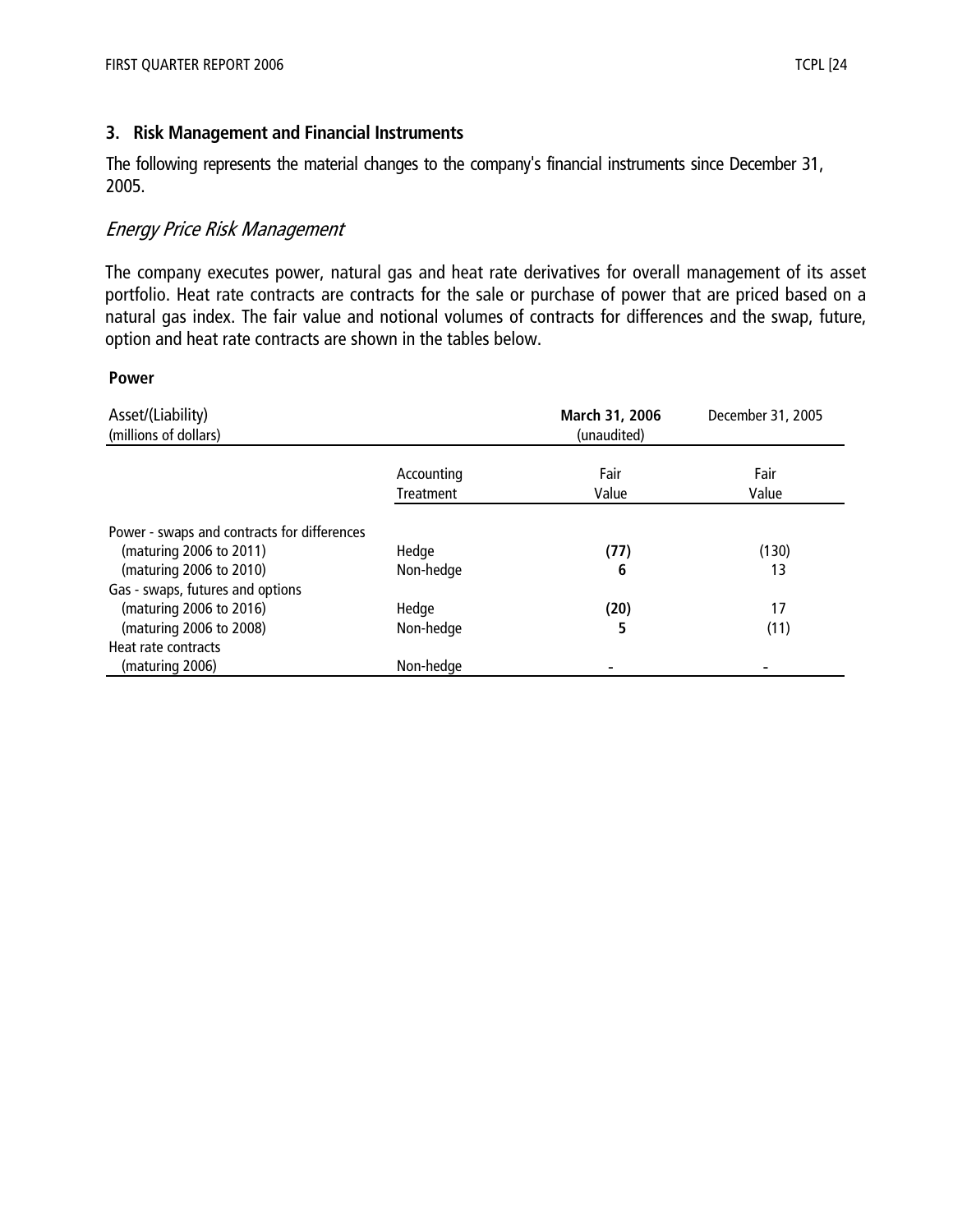## 3. Risk Management and Financial Instruments

The following represents the material changes to the company's financial instruments since December 31, 2005.

### *Energy Price Risk Management*

The company executes power, natural gas and heat rate derivatives for overall management of its asset portfolio. Heat rate contracts are contracts for the sale or purchase of power that are priced based on a natural gas index. The fair value and notional volumes of contracts for differences and the swap, future, option and heat rate contracts are shown in the tables below.

**Power**

| Asset/(Liability) (millions of dollars) | | **March 31, 2006** (unaudited) | December 31, 2005 |
|---|---|---|---|
| | Accounting Treatment | Fair Value | Fair Value |
| Power - swaps and contracts for differences | | | |
| (maturing 2006 to 2011) | Hedge | **(77)** | (130) |
| (maturing 2006 to 2010) | Non-hedge | **6** | 13 |
| Gas - swaps, futures and options | | | |
| (maturing 2006 to 2016) | Hedge | **(20)** | 17 |
| (maturing 2006 to 2008) | Non-hedge | **5** | (11) |
| Heat rate contracts | | | |
| (maturing 2006) | Non-hedge | **-** | - |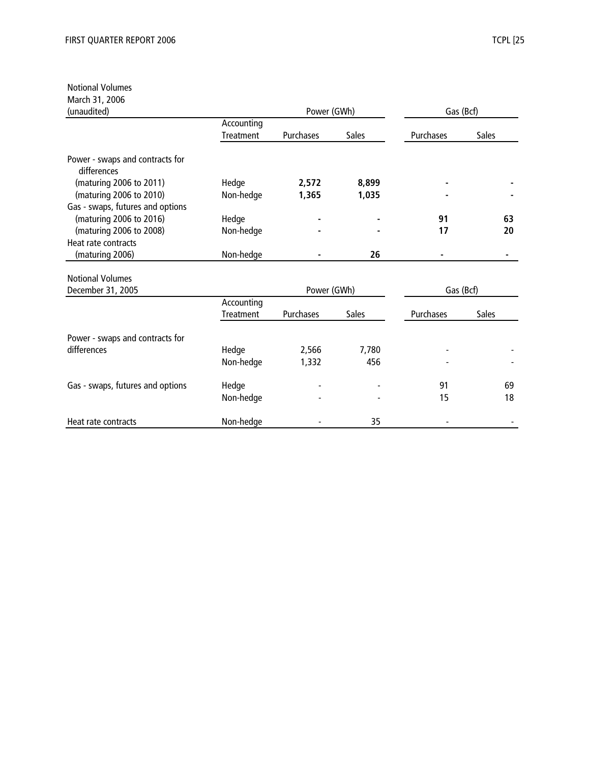Notional Volumes
March 31, 2006
(unaudited)

| | Accounting Treatment | Power (GWh) | | Gas (Bcf) | |
|---|---|---|---|---|---|
| | | Purchases | Sales | Purchases | Sales |
| Power - swaps and contracts for differences | | | | | |
| (maturing 2006 to 2011) | Hedge | **2,572** | **8,899** | **-** | **-** |
| (maturing 2006 to 2010) | Non-hedge | **1,365** | **1,035** | **-** | **-** |
| Gas - swaps, futures and options | | | | | |
| (maturing 2006 to 2016) | Hedge | **-** | **-** | **91** | **63** |
| (maturing 2006 to 2008) | Non-hedge | **-** | **-** | **17** | **20** |
| Heat rate contracts | | | | | |
| (maturing 2006) | Non-hedge | **-** | **26** | **-** | **-** |

Notional Volumes
December 31, 2005

| | Accounting Treatment | Power (GWh) | | Gas (Bcf) | |
|---|---|---|---|---|---|
| | | Purchases | Sales | Purchases | Sales |
| Power - swaps and contracts for differences | Hedge | 2,566 | 7,780 | - | - |
| | Non-hedge | 1,332 | 456 | - | - |
| Gas - swaps, futures and options | Hedge | - | - | 91 | 69 |
| | Non-hedge | - | - | 15 | 18 |
| Heat rate contracts | Non-hedge | - | 35 | - | - |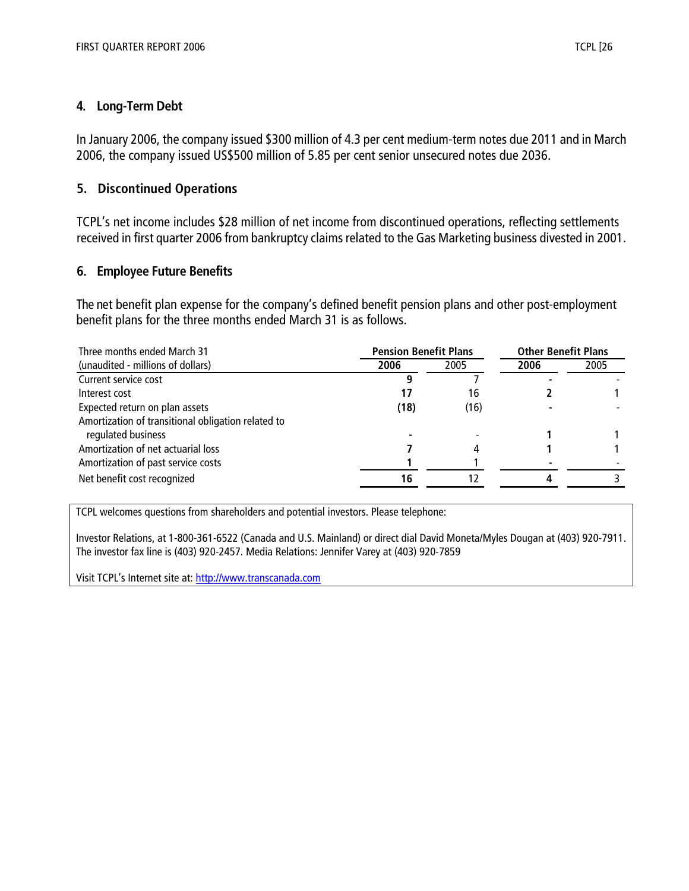## 4. Long-Term Debt

In January 2006, the company issued $300 million of 4.3 per cent medium-term notes due 2011 and in March 2006, the company issued US$500 million of 5.85 per cent senior unsecured notes due 2036.

## 5. Discontinued Operations

TCPL's net income includes $28 million of net income from discontinued operations, reflecting settlements received in first quarter 2006 from bankruptcy claims related to the Gas Marketing business divested in 2001.

## 6. Employee Future Benefits

The net benefit plan expense for the company's defined benefit pension plans and other post-employment benefit plans for the three months ended March 31 is as follows.

| Three months ended March 31 | Pension Benefit Plans | | Other Benefit Plans | |
|---|---|---|---|---|
| (unaudited - millions of dollars) | **2006** | 2005 | **2006** | 2005 |
| Current service cost | **9** | 7 | **-** | - |
| Interest cost | **17** | 16 | **2** | 1 |
| Expected return on plan assets | **(18)** | (16) | **-** | - |
| Amortization of transitional obligation related to regulated business | **-** | - | **1** | 1 |
| Amortization of net actuarial loss | **7** | 4 | **1** | 1 |
| Amortization of past service costs | **1** | 1 | **-** | - |
| Net benefit cost recognized | **16** | 12 | **4** | 3 |

TCPL welcomes questions from shareholders and potential investors. Please telephone:

Investor Relations, at 1-800-361-6522 (Canada and U.S. Mainland) or direct dial David Moneta/Myles Dougan at (403) 920-7911. The investor fax line is (403) 920-2457. Media Relations: Jennifer Varey at (403) 920-7859

Visit TCPL's Internet site at: http://www.transcanada.com